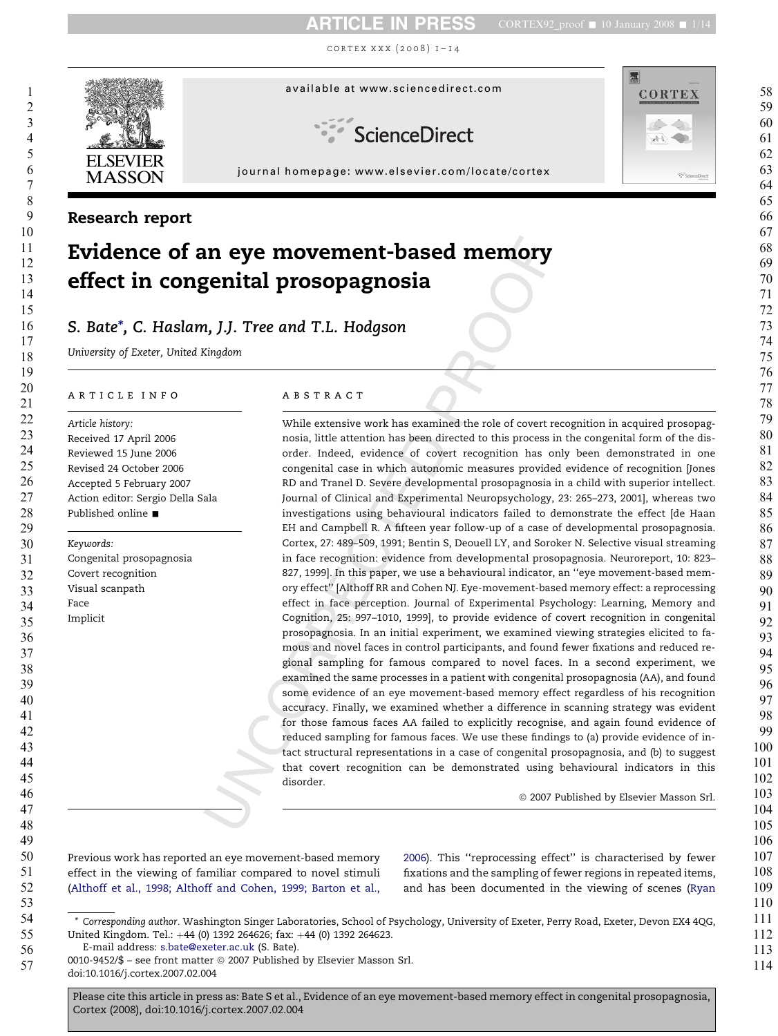Research report

# Evidence of an eye movement-based memory effect in congenital prosopagnosia

*S. Bate\*, C. Haslam, J.J. Tree and T.L. Hodgson*

*University of Exeter, United Kingdom*

## ARTICLE INFO

*Article history:*
Received 17 April 2006
Reviewed 15 June 2006
Revised 24 October 2006
Accepted 5 February 2007
Action editor: Sergio Della Sala
Published online ■

*Keywords:*
Congenital prosopagnosia
Covert recognition
Visual scanpath
Face
Implicit

## ABSTRACT

While extensive work has examined the role of covert recognition in acquired prosopagnosia, little attention has been directed to this process in the congenital form of the disorder. Indeed, evidence of covert recognition has only been demonstrated in one congenital case in which autonomic measures provided evidence of recognition [Jones RD and Tranel D. Severe developmental prosopagnosia in a child with superior intellect. Journal of Clinical and Experimental Neuropsychology, 23: 265–273, 2001], whereas two investigations using behavioural indicators failed to demonstrate the effect [de Haan EH and Campbell R. A fifteen year follow-up of a case of developmental prosopagnosia. Cortex, 27: 489–509, 1991; Bentin S, Deouell LY, and Soroker N. Selective visual streaming in face recognition: evidence from developmental prosopagnosia. Neuroreport, 10: 823–827, 1999]. In this paper, we use a behavioural indicator, an "eye movement-based memory effect" [Althoff RR and Cohen NJ. Eye-movement-based memory effect: a reprocessing effect in face perception. Journal of Experimental Psychology: Learning, Memory and Cognition, 25: 997–1010, 1999], to provide evidence of covert recognition in congenital prosopagnosia. In an initial experiment, we examined viewing strategies elicited to famous and novel faces in control participants, and found fewer fixations and reduced regional sampling for famous compared to novel faces. In a second experiment, we examined the same processes in a patient with congenital prosopagnosia (AA), and found some evidence of an eye movement-based memory effect regardless of his recognition accuracy. Finally, we examined whether a difference in scanning strategy was evident for those famous faces AA failed to explicitly recognise, and again found evidence of reduced sampling for famous faces. We use these findings to (a) provide evidence of intact structural representations in a case of congenital prosopagnosia, and (b) to suggest that covert recognition can be demonstrated using behavioural indicators in this disorder.

© 2007 Published by Elsevier Masson Srl.

Previous work has reported an eye movement-based memory effect in the viewing of familiar compared to novel stimuli (Althoff et al., 1998; Althoff and Cohen, 1999; Barton et al., 2006). This "reprocessing effect" is characterised by fewer fixations and the sampling of fewer regions in repeated items, and has been documented in the viewing of scenes (Ryan

\* *Corresponding author*. Washington Singer Laboratories, School of Psychology, University of Exeter, Perry Road, Exeter, Devon EX4 4QG, United Kingdom. Tel.: +44 (0) 1392 264626; fax: +44 (0) 1392 264623.
E-mail address: s.bate@exeter.ac.uk (S. Bate).
0010-9452/$ – see front matter © 2007 Published by Elsevier Masson Srl.
doi:10.1016/j.cortex.2007.02.004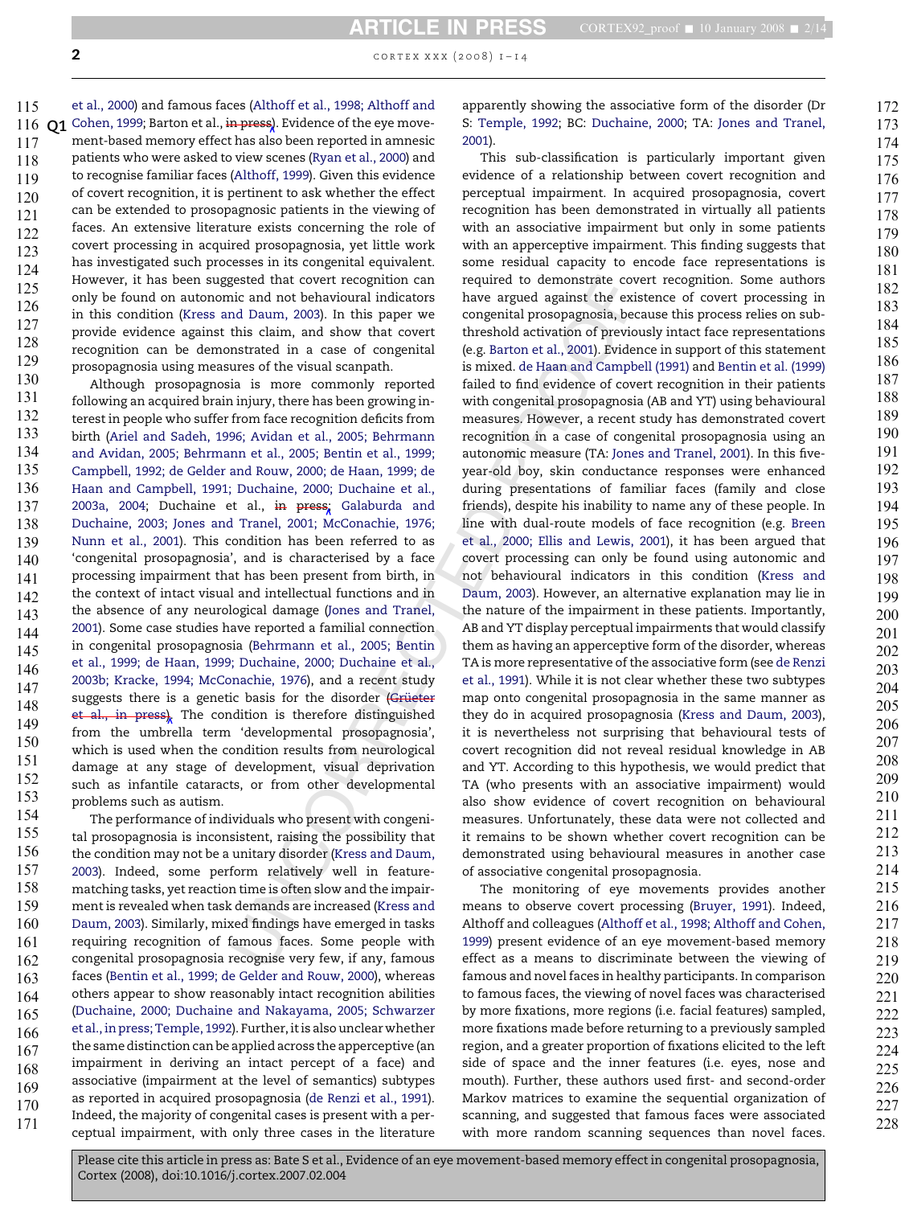et al., 2000) and famous faces (Althoff et al., 1998; Althoff and Cohen, 1999; Barton et al., in press). Evidence of the eye movement-based memory effect has also been reported in amnesic patients who were asked to view scenes (Ryan et al., 2000) and to recognise familiar faces (Althoff, 1999). Given this evidence of covert recognition, it is pertinent to ask whether the effect can be extended to prosopagnosic patients in the viewing of faces. An extensive literature exists concerning the role of covert processing in acquired prosopagnosia, yet little work has investigated such processes in its congenital equivalent. However, it has been suggested that covert recognition can only be found on autonomic and not behavioural indicators in this condition (Kress and Daum, 2003). In this paper we provide evidence against this claim, and show that covert recognition can be demonstrated in a case of congenital prosopagnosia using measures of the visual scanpath.

Although prosopagnosia is more commonly reported following an acquired brain injury, there has been growing interest in people who suffer from face recognition deficits from birth (Ariel and Sadeh, 1996; Avidan et al., 2005; Behrmann and Avidan, 2005; Behrmann et al., 2005; Bentin et al., 1999; Campbell, 1992; de Gelder and Rouw, 2000; de Haan, 1999; de Haan and Campbell, 1991; Duchaine, 2000; Duchaine et al., 2003a, 2004; Duchaine et al., in press; Galaburda and Duchaine, 2003; Jones and Tranel, 2001; McConachie, 1976; Nunn et al., 2001). This condition has been referred to as 'congenital prosopagnosia', and is characterised by a face processing impairment that has been present from birth, in the context of intact visual and intellectual functions and in the absence of any neurological damage (Jones and Tranel, 2001). Some case studies have reported a familial connection in congenital prosopagnosia (Behrmann et al., 2005; Bentin et al., 1999; de Haan, 1999; Duchaine, 2000; Duchaine et al., 2003b; Kracke, 1994; McConachie, 1976), and a recent study suggests there is a genetic basis for the disorder (Grüeter et al., in press). The condition is therefore distinguished from the umbrella term 'developmental prosopagnosia', which is used when the condition results from neurological damage at any stage of development, visual deprivation such as infantile cataracts, or from other developmental problems such as autism.

The performance of individuals who present with congenital prosopagnosia is inconsistent, raising the possibility that the condition may not be a unitary disorder (Kress and Daum, 2003). Indeed, some perform relatively well in feature-matching tasks, yet reaction time is often slow and the impairment is revealed when task demands are increased (Kress and Daum, 2003). Similarly, mixed findings have emerged in tasks requiring recognition of famous faces. Some people with congenital prosopagnosia recognise very few, if any, famous faces (Bentin et al., 1999; de Gelder and Rouw, 2000), whereas others appear to show reasonably intact recognition abilities (Duchaine, 2000; Duchaine and Nakayama, 2005; Schwarzer et al., in press; Temple, 1992). Further, it is also unclear whether the same distinction can be applied across the apperceptive (an impairment in deriving an intact percept of a face) and associative (impairment at the level of semantics) subtypes as reported in acquired prosopagnosia (de Renzi et al., 1991). Indeed, the majority of congenital cases is present with a perceptual impairment, with only three cases in the literature apparently showing the associative form of the disorder (Dr S: Temple, 1992; BC: Duchaine, 2000; TA: Jones and Tranel, 2001).

This sub-classification is particularly important given evidence of a relationship between covert recognition and perceptual impairment. In acquired prosopagnosia, covert recognition has been demonstrated in virtually all patients with an associative impairment but only in some patients with an apperceptive impairment. This finding suggests that some residual capacity to encode face representations is required to demonstrate covert recognition. Some authors have argued against the existence of covert processing in congenital prosopagnosia, because this process relies on subthreshold activation of previously intact face representations (e.g. Barton et al., 2001). Evidence in support of this statement is mixed. de Haan and Campbell (1991) and Bentin et al. (1999) failed to find evidence of covert recognition in their patients with congenital prosopagnosia (AB and YT) using behavioural measures. However, a recent study has demonstrated covert recognition in a case of congenital prosopagnosia using an autonomic measure (TA: Jones and Tranel, 2001). In this five-year-old boy, skin conductance responses were enhanced during presentations of familiar faces (family and close friends), despite his inability to name any of these people. In line with dual-route models of face recognition (e.g. Breen et al., 2000; Ellis and Lewis, 2001), it has been argued that covert processing can only be found using autonomic and not behavioural indicators in this condition (Kress and Daum, 2003). However, an alternative explanation may lie in the nature of the impairment in these patients. Importantly, AB and YT display perceptual impairments that would classify them as having an apperceptive form of the disorder, whereas TA is more representative of the associative form (see de Renzi et al., 1991). While it is not clear whether these two subtypes map onto congenital prosopagnosia in the same manner as they do in acquired prosopagnosia (Kress and Daum, 2003), it is nevertheless not surprising that behavioural tests of covert recognition did not reveal residual knowledge in AB and YT. According to this hypothesis, we would predict that TA (who presents with an associative impairment) would also show evidence of covert recognition on behavioural measures. Unfortunately, these data were not collected and it remains to be shown whether covert recognition can be demonstrated using behavioural measures in another case of associative congenital prosopagnosia.

The monitoring of eye movements provides another means to observe covert processing (Bruyer, 1991). Indeed, Althoff and colleagues (Althoff et al., 1998; Althoff and Cohen, 1999) present evidence of an eye movement-based memory effect as a means to discriminate between the viewing of famous and novel faces in healthy participants. In comparison to famous faces, the viewing of novel faces was characterised by more fixations, more regions (i.e. facial features) sampled, more fixations made before returning to a previously sampled region, and a greater proportion of fixations elicited to the left side of space and the inner features (i.e. eyes, nose and mouth). Further, these authors used first- and second-order Markov matrices to examine the sequential organization of scanning, and suggested that famous faces were associated with more random scanning sequences than novel faces.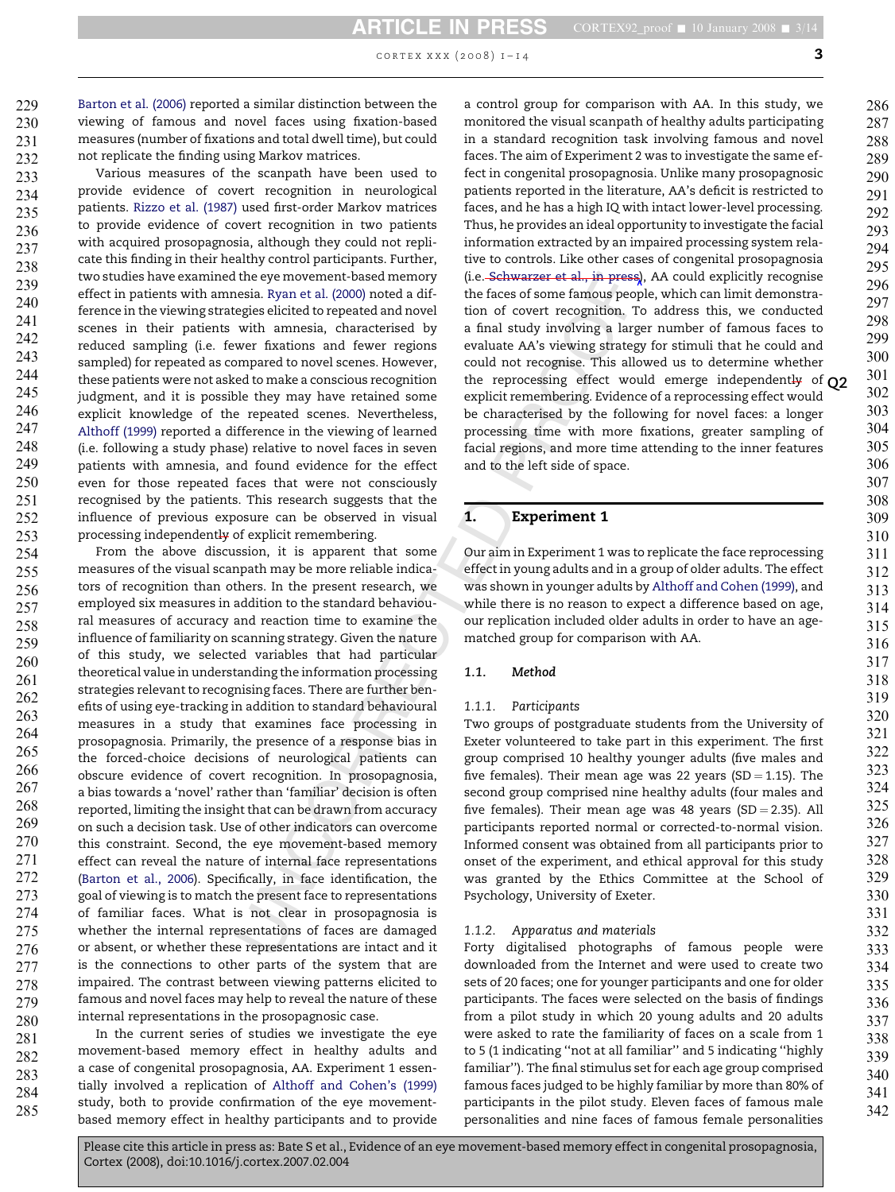Barton et al. (2006) reported a similar distinction between the viewing of famous and novel faces using fixation-based measures (number of fixations and total dwell time), but could not replicate the finding using Markov matrices.

Various measures of the scanpath have been used to provide evidence of covert recognition in neurological patients. Rizzo et al. (1987) used first-order Markov matrices to provide evidence of covert recognition in two patients with acquired prosopagnosia, although they could not replicate this finding in their healthy control participants. Further, two studies have examined the eye movement-based memory effect in patients with amnesia. Ryan et al. (2000) noted a difference in the viewing strategies elicited to repeated and novel scenes in their patients with amnesia, characterised by reduced sampling (i.e. fewer fixations and fewer regions sampled) for repeated as compared to novel scenes. However, these patients were not asked to make a conscious recognition judgment, and it is possible they may have retained some explicit knowledge of the repeated scenes. Nevertheless, Althoff (1999) reported a difference in the viewing of learned (i.e. following a study phase) relative to novel faces in seven patients with amnesia, and found evidence for the effect even for those repeated faces that were not consciously recognised by the patients. This research suggests that the influence of previous exposure can be observed in visual processing independently of explicit remembering.

From the above discussion, it is apparent that some measures of the visual scanpath may be more reliable indicators of recognition than others. In the present research, we employed six measures in addition to the standard behavioural measures of accuracy and reaction time to examine the influence of familiarity on scanning strategy. Given the nature of this study, we selected variables that had particular theoretical value in understanding the information processing strategies relevant to recognising faces. There are further benefits of using eye-tracking in addition to standard behavioural measures in a study that examines face processing in prosopagnosia. Primarily, the presence of a response bias in the forced-choice decisions of neurological patients can obscure evidence of covert recognition. In prosopagnosia, a bias towards a 'novel' rather than 'familiar' decision is often reported, limiting the insight that can be drawn from accuracy on such a decision task. Use of other indicators can overcome this constraint. Second, the eye movement-based memory effect can reveal the nature of internal face representations (Barton et al., 2006). Specifically, in face identification, the goal of viewing is to match the present face to representations of familiar faces. What is not clear in prosopagnosia is whether the internal representations of faces are damaged or absent, or whether these representations are intact and it is the connections to other parts of the system that are impaired. The contrast between viewing patterns elicited to famous and novel faces may help to reveal the nature of these internal representations in the prosopagnosic case.

In the current series of studies we investigate the eye movement-based memory effect in healthy adults and a case of congenital prosopagnosia, AA. Experiment 1 essentially involved a replication of Althoff and Cohen's (1999) study, both to provide confirmation of the eye movement-based memory effect in healthy participants and to provide a control group for comparison with AA. In this study, we monitored the visual scanpath of healthy adults participating in a standard recognition task involving famous and novel faces. The aim of Experiment 2 was to investigate the same effect in congenital prosopagnosia. Unlike many prosopagnosic patients reported in the literature, AA's deficit is restricted to faces, and he has a high IQ with intact lower-level processing. Thus, he provides an ideal opportunity to investigate the facial information extracted by an impaired processing system relative to controls. Like other cases of congenital prosopagnosia (i.e. Schwarzer et al., in press), AA could explicitly recognise the faces of some famous people, which can limit demonstration of covert recognition. To address this, we conducted a final study involving a larger number of famous faces to evaluate AA's viewing strategy for stimuli that he could and could not recognise. This allowed us to determine whether the reprocessing effect would emerge independently of explicit remembering. Evidence of a reprocessing effect would be characterised by the following for novel faces: a longer processing time with more fixations, greater sampling of facial regions, and more time attending to the inner features and to the left side of space.

## 1. Experiment 1

Our aim in Experiment 1 was to replicate the face reprocessing effect in young adults and in a group of older adults. The effect was shown in younger adults by Althoff and Cohen (1999), and while there is no reason to expect a difference based on age, our replication included older adults in order to have an age-matched group for comparison with AA.

### 1.1. Method

#### 1.1.1. Participants

Two groups of postgraduate students from the University of Exeter volunteered to take part in this experiment. The first group comprised 10 healthy younger adults (five males and five females). Their mean age was 22 years (SD = 1.15). The second group comprised nine healthy adults (four males and five females). Their mean age was 48 years (SD = 2.35). All participants reported normal or corrected-to-normal vision. Informed consent was obtained from all participants prior to onset of the experiment, and ethical approval for this study was granted by the Ethics Committee at the School of Psychology, University of Exeter.

#### 1.1.2. Apparatus and materials

Forty digitalised photographs of famous people were downloaded from the Internet and were used to create two sets of 20 faces; one for younger participants and one for older participants. The faces were selected on the basis of findings from a pilot study in which 20 young adults and 20 adults were asked to rate the familiarity of faces on a scale from 1 to 5 (1 indicating "not at all familiar" and 5 indicating "highly familiar"). The final stimulus set for each age group comprised famous faces judged to be highly familiar by more than 80% of participants in the pilot study. Eleven faces of famous male personalities and nine faces of famous female personalities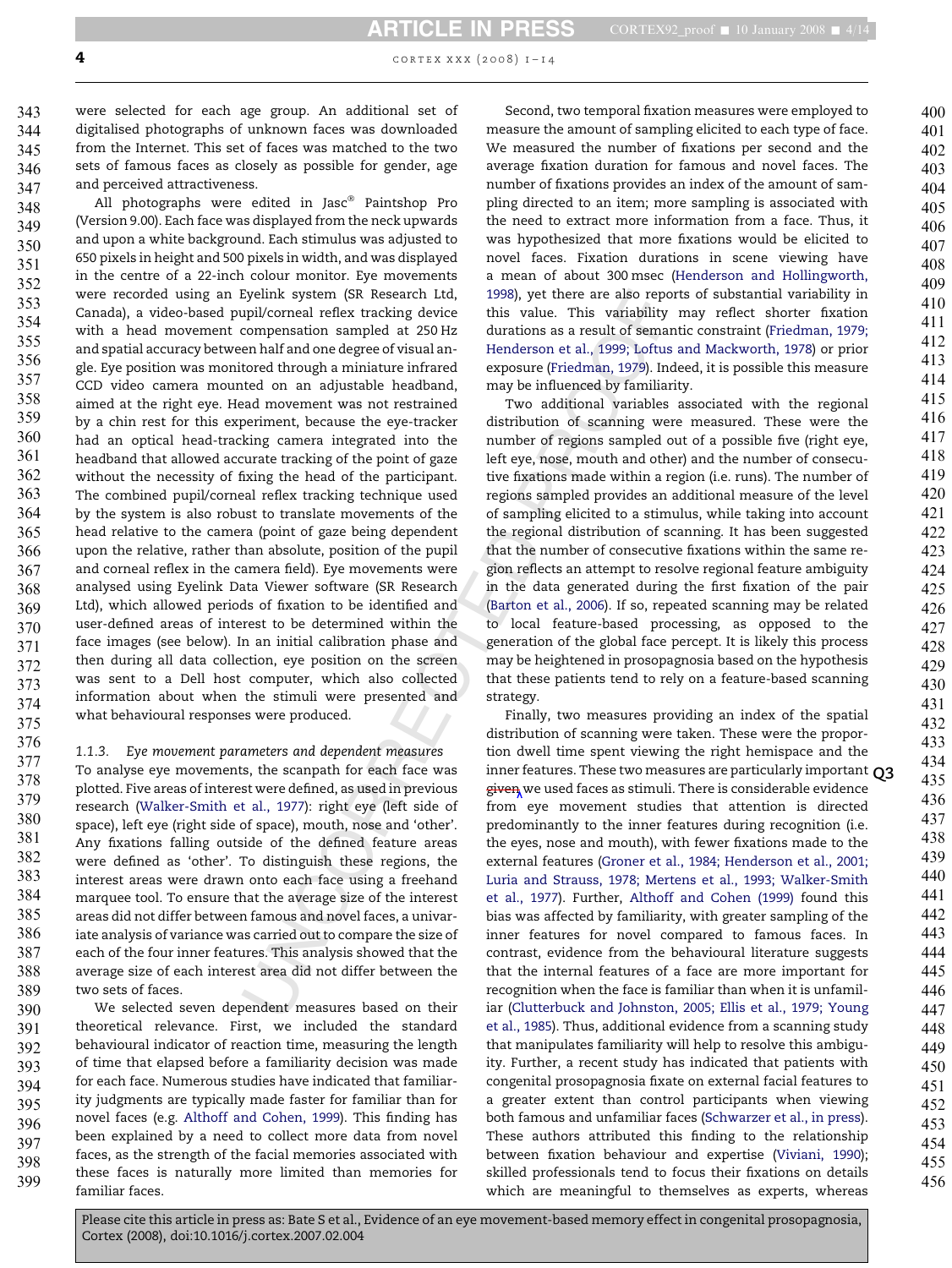were selected for each age group. An additional set of digitalised photographs of unknown faces was downloaded from the Internet. This set of faces was matched to the two sets of famous faces as closely as possible for gender, age and perceived attractiveness.

All photographs were edited in Jasc® Paintshop Pro (Version 9.00). Each face was displayed from the neck upwards and upon a white background. Each stimulus was adjusted to 650 pixels in height and 500 pixels in width, and was displayed in the centre of a 22-inch colour monitor. Eye movements were recorded using an Eyelink system (SR Research Ltd, Canada), a video-based pupil/corneal reflex tracking device with a head movement compensation sampled at 250 Hz and spatial accuracy between half and one degree of visual angle. Eye position was monitored through a miniature infrared CCD video camera mounted on an adjustable headband, aimed at the right eye. Head movement was not restrained by a chin rest for this experiment, because the eye-tracker had an optical head-tracking camera integrated into the headband that allowed accurate tracking of the point of gaze without the necessity of fixing the head of the participant. The combined pupil/corneal reflex tracking technique used by the system is also robust to translate movements of the head relative to the camera (point of gaze being dependent upon the relative, rather than absolute, position of the pupil and corneal reflex in the camera field). Eye movements were analysed using Eyelink Data Viewer software (SR Research Ltd), which allowed periods of fixation to be identified and user-defined areas of interest to be determined within the face images (see below). In an initial calibration phase and then during all data collection, eye position on the screen was sent to a Dell host computer, which also collected information about when the stimuli were presented and what behavioural responses were produced.

### 1.1.3. Eye movement parameters and dependent measures

To analyse eye movements, the scanpath for each face was plotted. Five areas of interest were defined, as used in previous research (Walker-Smith et al., 1977): right eye (left side of space), left eye (right side of space), mouth, nose and 'other'. Any fixations falling outside of the defined feature areas were defined as 'other'. To distinguish these regions, the interest areas were drawn onto each face using a freehand marquee tool. To ensure that the average size of the interest areas did not differ between famous and novel faces, a univariate analysis of variance was carried out to compare the size of each of the four inner features. This analysis showed that the average size of each interest area did not differ between the two sets of faces.

We selected seven dependent measures based on their theoretical relevance. First, we included the standard behavioural indicator of reaction time, measuring the length of time that elapsed before a familiarity decision was made for each face. Numerous studies have indicated that familiarity judgments are typically made faster for familiar than for novel faces (e.g. Althoff and Cohen, 1999). This finding has been explained by a need to collect more data from novel faces, as the strength of the facial memories associated with these faces is naturally more limited than memories for familiar faces.

Second, two temporal fixation measures were employed to measure the amount of sampling elicited to each type of face. We measured the number of fixations per second and the average fixation duration for famous and novel faces. The number of fixations provides an index of the amount of sampling directed to an item; more sampling is associated with the need to extract more information from a face. Thus, it was hypothesized that more fixations would be elicited to novel faces. Fixation durations in scene viewing have a mean of about 300 msec (Henderson and Hollingworth, 1998), yet there are also reports of substantial variability in this value. This variability may reflect shorter fixation durations as a result of semantic constraint (Friedman, 1979; Henderson et al., 1999; Loftus and Mackworth, 1978) or prior exposure (Friedman, 1979). Indeed, it is possible this measure may be influenced by familiarity.

Two additional variables associated with the regional distribution of scanning were measured. These were the number of regions sampled out of a possible five (right eye, left eye, nose, mouth and other) and the number of consecutive fixations made within a region (i.e. runs). The number of regions sampled provides an additional measure of the level of sampling elicited to a stimulus, while taking into account the regional distribution of scanning. It has been suggested that the number of consecutive fixations within the same region reflects an attempt to resolve regional feature ambiguity in the data generated during the first fixation of the pair (Barton et al., 2006). If so, repeated scanning may be related to local feature-based processing, as opposed to the generation of the global face percept. It is likely this process may be heightened in prosopagnosia based on the hypothesis that these patients tend to rely on a feature-based scanning strategy.

Finally, two measures providing an index of the spatial distribution of scanning were taken. These were the proportion dwell time spent viewing the right hemispace and the inner features. These two measures are particularly important ~~given~~ we used faces as stimuli. There is considerable evidence from eye movement studies that attention is directed predominantly to the inner features during recognition (i.e. the eyes, nose and mouth), with fewer fixations made to the external features (Groner et al., 1984; Henderson et al., 2001; Luria and Strauss, 1978; Mertens et al., 1993; Walker-Smith et al., 1977). Further, Althoff and Cohen (1999) found this bias was affected by familiarity, with greater sampling of the inner features for novel compared to famous faces. In contrast, evidence from the behavioural literature suggests that the internal features of a face are more important for recognition when the face is familiar than when it is unfamiliar (Clutterbuck and Johnston, 2005; Ellis et al., 1979; Young et al., 1985). Thus, additional evidence from a scanning study that manipulates familiarity will help to resolve this ambiguity. Further, a recent study has indicated that patients with congenital prosopagnosia fixate on external facial features to a greater extent than control participants when viewing both famous and unfamiliar faces (Schwarzer et al., in press). These authors attributed this finding to the relationship between fixation behaviour and expertise (Viviani, 1990); skilled professionals tend to focus their fixations on details which are meaningful to themselves as experts, whereas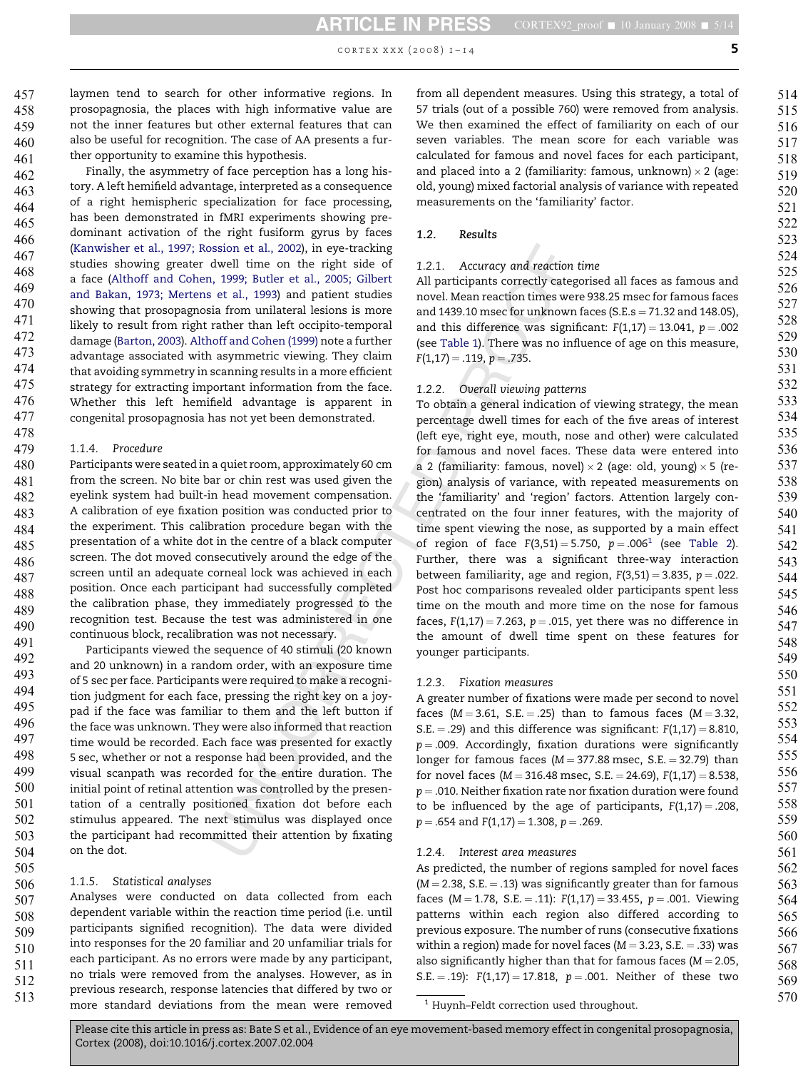laymen tend to search for other informative regions. In prosopagnosia, the places with high informative value are not the inner features but other external features that can also be useful for recognition. The case of AA presents a further opportunity to examine this hypothesis.

Finally, the asymmetry of face perception has a long history. A left hemifield advantage, interpreted as a consequence of a right hemispheric specialization for face processing, has been demonstrated in fMRI experiments showing predominant activation of the right fusiform gyrus by faces (Kanwisher et al., 1997; Rossion et al., 2002), in eye-tracking studies showing greater dwell time on the right side of a face (Althoff and Cohen, 1999; Butler et al., 2005; Gilbert and Bakan, 1973; Mertens et al., 1993) and patient studies showing that prosopagnosia from unilateral lesions is more likely to result from right rather than left occipito-temporal damage (Barton, 2003). Althoff and Cohen (1999) note a further advantage associated with asymmetric viewing. They claim that avoiding symmetry in scanning results in a more efficient strategy for extracting important information from the face. Whether this left hemifield advantage is apparent in congenital prosopagnosia has not yet been demonstrated.

#### 1.1.4. Procedure

Participants were seated in a quiet room, approximately 60 cm from the screen. No bite bar or chin rest was used given the eyelink system had built-in head movement compensation. A calibration of eye fixation position was conducted prior to the experiment. This calibration procedure began with the presentation of a white dot in the centre of a black computer screen. The dot moved consecutively around the edge of the screen until an adequate corneal lock was achieved in each position. Once each participant had successfully completed the calibration phase, they immediately progressed to the recognition test. Because the test was administered in one continuous block, recalibration was not necessary.

Participants viewed the sequence of 40 stimuli (20 known and 20 unknown) in a random order, with an exposure time of 5 sec per face. Participants were required to make a recognition judgment for each face, pressing the right key on a joypad if the face was familiar to them and the left button if the face was unknown. They were also informed that reaction time would be recorded. Each face was presented for exactly 5 sec, whether or not a response had been provided, and the visual scanpath was recorded for the entire duration. The initial point of retinal attention was controlled by the presentation of a centrally positioned fixation dot before each stimulus appeared. The next stimulus was displayed once the participant had recommitted their attention by fixating on the dot.

#### 1.1.5. Statistical analyses

Analyses were conducted on data collected from each dependent variable within the reaction time period (i.e. until participants signified recognition). The data were divided into responses for the 20 familiar and 20 unfamiliar trials for each participant. As no errors were made by any participant, no trials were removed from the analyses. However, as in previous research, response latencies that differed by two or more standard deviations from the mean were removed from all dependent measures. Using this strategy, a total of 57 trials (out of a possible 760) were removed from analysis. We then examined the effect of familiarity on each of our seven variables. The mean score for each variable was calculated for famous and novel faces for each participant, and placed into a 2 (familiarity: famous, unknown) × 2 (age: old, young) mixed factorial analysis of variance with repeated measurements on the 'familiarity' factor.

### 1.2. Results

#### 1.2.1. Accuracy and reaction time

All participants correctly categorised all faces as famous and novel. Mean reaction times were 938.25 msec for famous faces and 1439.10 msec for unknown faces (S.E.s = 71.32 and 148.05), and this difference was significant: $F(1,17) = 13.041$, $p = .002$ (see Table 1). There was no influence of age on this measure, $F(1,17) = .119$, $p = .735$.

#### 1.2.2. Overall viewing patterns

To obtain a general indication of viewing strategy, the mean percentage dwell times for each of the five areas of interest (left eye, right eye, mouth, nose and other) were calculated for famous and novel faces. These data were entered into a 2 (familiarity: famous, novel) × 2 (age: old, young) × 5 (region) analysis of variance, with repeated measurements on the 'familiarity' and 'region' factors. Attention largely concentrated on the four inner features, with the majority of time spent viewing the nose, as supported by a main effect of region of face $F(3,51) = 5.750$, $p = .006$[1] (see Table 2). Further, there was a significant three-way interaction between familiarity, age and region, $F(3,51) = 3.835$, $p = .022$. Post hoc comparisons revealed older participants spent less time on the mouth and more time on the nose for famous faces, $F(1,17) = 7.263$, $p = .015$, yet there was no difference in the amount of dwell time spent on these features for younger participants.

#### 1.2.3. Fixation measures

A greater number of fixations were made per second to novel faces ($M = 3.61$, S.E. = .25) than to famous faces ($M = 3.32$, S.E. = .29) and this difference was significant: $F(1,17) = 8.810$, $p = .009$. Accordingly, fixation durations were significantly longer for famous faces ($M = 377.88$ msec, S.E. = 32.79) than for novel faces ($M = 316.48$ msec, S.E. = 24.69), $F(1,17) = 8.538$, $p = .010$. Neither fixation rate nor fixation duration were found to be influenced by the age of participants, $F(1,17) = .208$, $p = .654$ and $F(1,17) = 1.308$, $p = .269$.

#### 1.2.4. Interest area measures

As predicted, the number of regions sampled for novel faces ($M = 2.38$, S.E. = .13) was significantly greater than for famous faces ($M = 1.78$, S.E. = .11): $F(1,17) = 33.455$, $p = .001$. Viewing patterns within each region also differed according to previous exposure. The number of runs (consecutive fixations within a region) made for novel faces ($M = 3.23$, S.E. = .33) was also significantly higher than that for famous faces ($M = 2.05$, S.E. = .19): $F(1,17) = 17.818$, $p = .001$. Neither of these two

[1] Huynh–Feldt correction used throughout.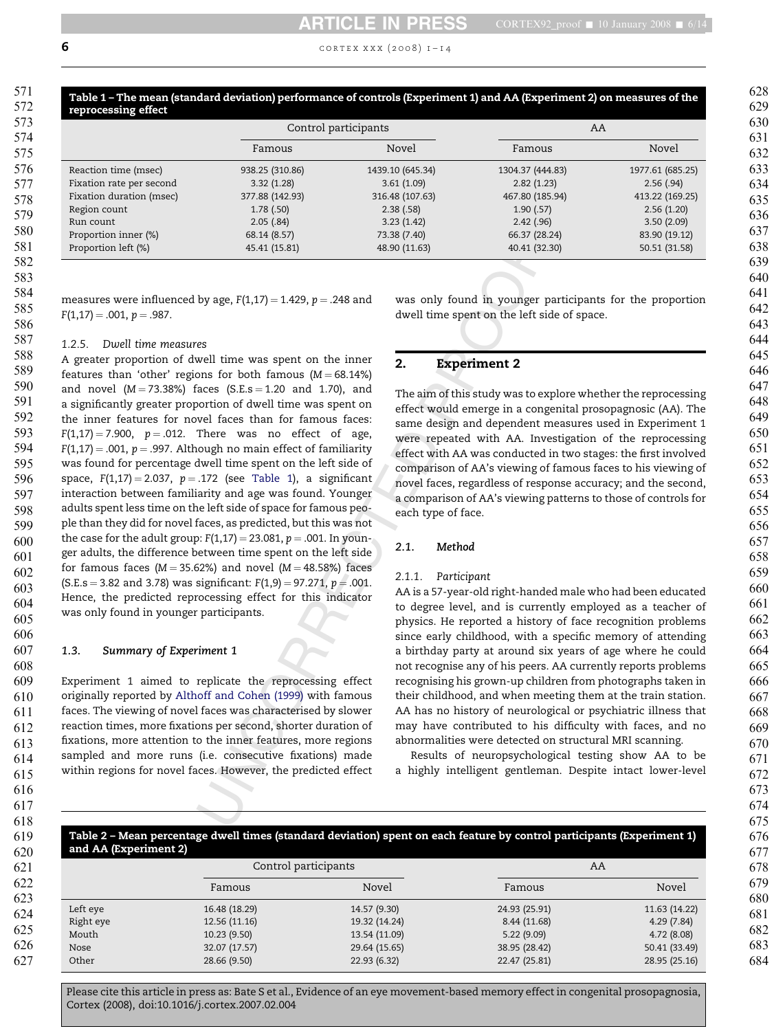**Table 1 – The mean (standard deviation) performance of controls (Experiment 1) and AA (Experiment 2) on measures of the reprocessing effect**

| | Control participants | | AA | |
|---|---|---|---|---|
| | Famous | Novel | Famous | Novel |
| Reaction time (msec) | 938.25 (310.86) | 1439.10 (645.34) | 1304.37 (444.83) | 1977.61 (685.25) |
| Fixation rate per second | 3.32 (1.28) | 3.61 (1.09) | 2.82 (1.23) | 2.56 (.94) |
| Fixation duration (msec) | 377.88 (142.93) | 316.48 (107.63) | 467.80 (185.94) | 413.22 (169.25) |
| Region count | 1.78 (.50) | 2.38 (.58) | 1.90 (.57) | 2.56 (1.20) |
| Run count | 2.05 (.84) | 3.23 (1.42) | 2.42 (.96) | 3.50 (2.09) |
| Proportion inner (%) | 68.14 (8.57) | 73.38 (7.40) | 66.37 (28.24) | 83.90 (19.12) |
| Proportion left (%) | 45.41 (15.81) | 48.90 (11.63) | 40.41 (32.30) | 50.51 (31.58) |

measures were influenced by age, $F(1,17) = 1.429$, $p = .248$ and $F(1,17) = .001$, $p = .987$.

#### 1.2.5. Dwell time measures

A greater proportion of dwell time was spent on the inner features than 'other' regions for both famous ($M = 68.14\%$) and novel ($M = 73.38\%$) faces (S.E.s = 1.20 and 1.70), and a significantly greater proportion of dwell time was spent on the inner features for novel faces than for famous faces: $F(1,17) = 7.900$, $p = .012$. There was no effect of age, $F(1,17) = .001$, $p = .997$. Although no main effect of familiarity was found for percentage dwell time spent on the left side of space, $F(1,17) = 2.037$, $p = .172$ (see Table 1), a significant interaction between familiarity and age was found. Younger adults spent less time on the left side of space for famous people than they did for novel faces, as predicted, but this was not the case for the adult group: $F(1,17) = 23.081$, $p = .001$. In younger adults, the difference between time spent on the left side for famous faces ($M = 35.62\%$) and novel ($M = 48.58\%$) faces (S.E.s = 3.82 and 3.78) was significant: $F(1,9) = 97.271$, $p = .001$. Hence, the predicted reprocessing effect for this indicator was only found in younger participants.

### 1.3. Summary of Experiment 1

Experiment 1 aimed to replicate the reprocessing effect originally reported by Althoff and Cohen (1999) with famous faces. The viewing of novel faces was characterised by slower reaction times, more fixations per second, shorter duration of fixations, more attention to the inner features, more regions sampled and more runs (i.e. consecutive fixations) made within regions for novel faces. However, the predicted effect was only found in younger participants for the proportion dwell time spent on the left side of space.

## 2. Experiment 2

The aim of this study was to explore whether the reprocessing effect would emerge in a congenital prosopagnosic (AA). The same design and dependent measures used in Experiment 1 were repeated with AA. Investigation of the reprocessing effect with AA was conducted in two stages: the first involved comparison of AA's viewing of famous faces to his viewing of novel faces, regardless of response accuracy; and the second, a comparison of AA's viewing patterns to those of controls for each type of face.

### 2.1. Method

#### 2.1.1. Participant

AA is a 57-year-old right-handed male who had been educated to degree level, and is currently employed as a teacher of physics. He reported a history of face recognition problems since early childhood, with a specific memory of attending a birthday party at around six years of age where he could not recognise any of his peers. AA currently reports problems recognising his grown-up children from photographs taken in their childhood, and when meeting them at the train station. AA has no history of neurological or psychiatric illness that may have contributed to his difficulty with faces, and no abnormalities were detected on structural MRI scanning.

Results of neuropsychological testing show AA to be a highly intelligent gentleman. Despite intact lower-level

**Table 2 – Mean percentage dwell times (standard deviation) spent on each feature by control participants (Experiment 1) and AA (Experiment 2)**

| | Control participants | | AA | |
|---|---|---|---|---|
| | Famous | Novel | Famous | Novel |
| Left eye | 16.48 (18.29) | 14.57 (9.30) | 24.93 (25.91) | 11.63 (14.22) |
| Right eye | 12.56 (11.16) | 19.32 (14.24) | 8.44 (11.68) | 4.29 (7.84) |
| Mouth | 10.23 (9.50) | 13.54 (11.09) | 5.22 (9.09) | 4.72 (8.08) |
| Nose | 32.07 (17.57) | 29.64 (15.65) | 38.95 (28.42) | 50.41 (33.49) |
| Other | 28.66 (9.50) | 22.93 (6.32) | 22.47 (25.81) | 28.95 (25.16) |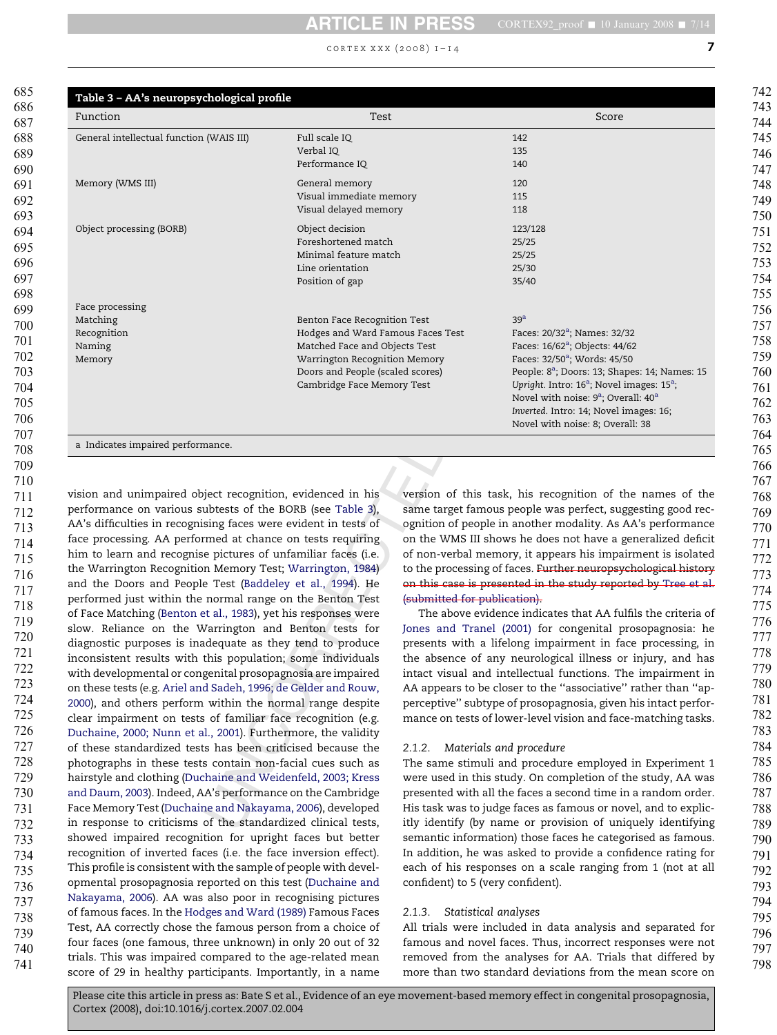**Table 3 – AA's neuropsychological profile**

| Function | Test | Score |
|---|---|---|
| General intellectual function (WAIS III) | Full scale IQ | 142 |
| | Verbal IQ | 135 |
| | Performance IQ | 140 |
| Memory (WMS III) | General memory | 120 |
| | Visual immediate memory | 115 |
| | Visual delayed memory | 118 |
| Object processing (BORB) | Object decision | 123/128 |
| | Foreshortened match | 25/25 |
| | Minimal feature match | 25/25 |
| | Line orientation | 25/30 |
| | Position of gap | 35/40 |
| Face processing | | |
| Matching | Benton Face Recognition Test | 39[a] |
| Recognition | Hodges and Ward Famous Faces Test | Faces: 20/32[a]; Names: 32/32 |
| Naming | Matched Face and Objects Test | Faces: 16/62[a]; Objects: 44/62 |
| Memory | Warrington Recognition Memory | Faces: 32/50[a]; Words: 45/50 |
| | Doors and People (scaled scores) | People: 8[a]; Doors: 13; Shapes: 14; Names: 15 |
| | Cambridge Face Memory Test | *Upright*. Intro: 16[a]; Novel images: 15[a]; Novel with noise: 9[a]; Overall: 40[a] *Inverted*. Intro: 14; Novel images: 16; Novel with noise: 8; Overall: 38 |

a Indicates impaired performance.

vision and unimpaired object recognition, evidenced in his performance on various subtests of the BORB (see Table 3), AA's difficulties in recognising faces were evident in tests of face processing. AA performed at chance on tests requiring him to learn and recognise pictures of unfamiliar faces (i.e. the Warrington Recognition Memory Test; Warrington, 1984) and the Doors and People Test (Baddeley et al., 1994). He performed just within the normal range on the Benton Test of Face Matching (Benton et al., 1983), yet his responses were slow. Reliance on the Warrington and Benton tests for diagnostic purposes is inadequate as they tend to produce inconsistent results with this population; some individuals with developmental or congenital prosopagnosia are impaired on these tests (e.g. Ariel and Sadeh, 1996; de Gelder and Rouw, 2000), and others perform within the normal range despite clear impairment on tests of familiar face recognition (e.g. Duchaine, 2000; Nunn et al., 2001). Furthermore, the validity of these standardized tests has been criticised because the photographs in these tests contain non-facial cues such as hairstyle and clothing (Duchaine and Weidenfeld, 2003; Kress and Daum, 2003). Indeed, AA's performance on the Cambridge Face Memory Test (Duchaine and Nakayama, 2006), developed in response to criticisms of the standardized clinical tests, showed impaired recognition for upright faces but better recognition of inverted faces (i.e. the face inversion effect). This profile is consistent with the sample of people with developmental prosopagnosia reported on this test (Duchaine and Nakayama, 2006). AA was also poor in recognising pictures of famous faces. In the Hodges and Ward (1989) Famous Faces Test, AA correctly chose the famous person from a choice of four faces (one famous, three unknown) in only 20 out of 32 trials. This was impaired compared to the age-related mean score of 29 in healthy participants. Importantly, in a name version of this task, his recognition of the names of the same target famous people was perfect, suggesting good recognition of people in another modality. As AA's performance on the WMS III shows he does not have a generalized deficit of non-verbal memory, it appears his impairment is isolated to the processing of faces. ~~Further neuropsychological history on this case is presented in the study reported by Tree et al. (submitted for publication).~~

The above evidence indicates that AA fulfils the criteria of Jones and Tranel (2001) for congenital prosopagnosia: he presents with a lifelong impairment in face processing, in the absence of any neurological illness or injury, and has intact visual and intellectual functions. The impairment in AA appears to be closer to the "associative" rather than "apperceptive" subtype of prosopagnosia, given his intact performance on tests of lower-level vision and face-matching tasks.

#### 2.1.2. *Materials and procedure*

The same stimuli and procedure employed in Experiment 1 were used in this study. On completion of the study, AA was presented with all the faces a second time in a random order. His task was to judge faces as famous or novel, and to explicitly identify (by name or provision of uniquely identifying semantic information) those faces he categorised as famous. In addition, he was asked to provide a confidence rating for each of his responses on a scale ranging from 1 (not at all confident) to 5 (very confident).

#### 2.1.3. *Statistical analyses*

All trials were included in data analysis and separated for famous and novel faces. Thus, incorrect responses were not removed from the analyses for AA. Trials that differed by more than two standard deviations from the mean score on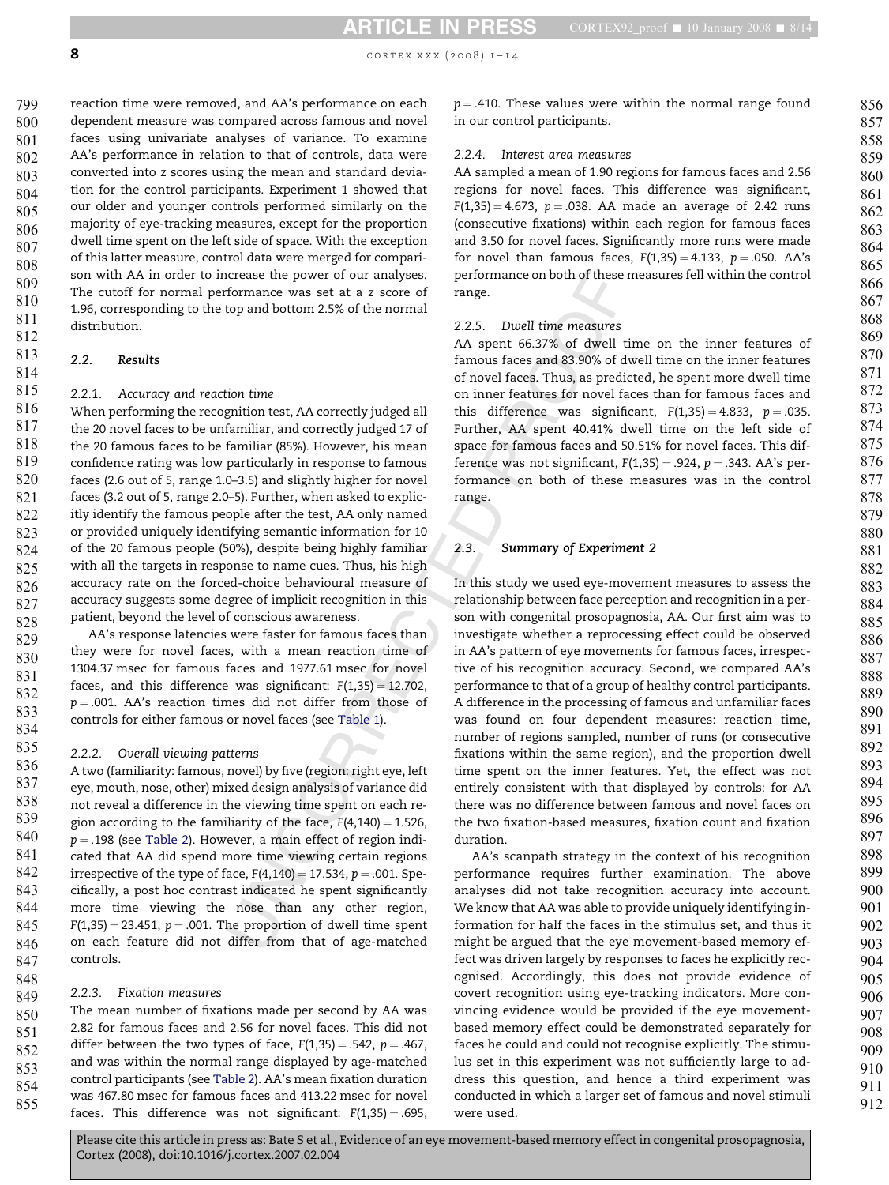reaction time were removed, and AA's performance on each dependent measure was compared across famous and novel faces using univariate analyses of variance. To examine AA's performance in relation to that of controls, data were converted into z scores using the mean and standard deviation for the control participants. Experiment 1 showed that our older and younger controls performed similarly on the majority of eye-tracking measures, except for the proportion dwell time spent on the left side of space. With the exception of this latter measure, control data were merged for comparison with AA in order to increase the power of our analyses. The cutoff for normal performance was set at a z score of 1.96, corresponding to the top and bottom 2.5% of the normal distribution.

## 2.2. Results

### 2.2.1. Accuracy and reaction time

When performing the recognition test, AA correctly judged all the 20 novel faces to be unfamiliar, and correctly judged 17 of the 20 famous faces to be familiar (85%). However, his mean confidence rating was low particularly in response to famous faces (2.6 out of 5, range 1.0–3.5) and slightly higher for novel faces (3.2 out of 5, range 2.0–5). Further, when asked to explicitly identify the famous people after the test, AA only named or provided uniquely identifying semantic information for 10 of the 20 famous people (50%), despite being highly familiar with all the targets in response to name cues. Thus, his high accuracy rate on the forced-choice behavioural measure of accuracy suggests some degree of implicit recognition in this patient, beyond the level of conscious awareness.

AA's response latencies were faster for famous faces than they were for novel faces, with a mean reaction time of 1304.37 msec for famous faces and 1977.61 msec for novel faces, and this difference was significant: $F(1,35) = 12.702$, $p = .001$. AA's reaction times did not differ from those of controls for either famous or novel faces (see Table 1).

### 2.2.2. Overall viewing patterns

A two (familiarity: famous, novel) by five (region: right eye, left eye, mouth, nose, other) mixed design analysis of variance did not reveal a difference in the viewing time spent on each region according to the familiarity of the face, $F(4,140) = 1.526$, $p = .198$ (see Table 2). However, a main effect of region indicated that AA did spend more time viewing certain regions irrespective of the type of face, $F(4,140) = 17.534$, $p = .001$. Specifically, a post hoc contrast indicated he spent significantly more time viewing the nose than any other region, $F(1,35) = 23.451$, $p = .001$. The proportion of dwell time spent on each feature did not differ from that of age-matched controls.

### 2.2.3. Fixation measures

The mean number of fixations made per second by AA was 2.82 for famous faces and 2.56 for novel faces. This did not differ between the two types of face, $F(1,35) = .542$, $p = .467$, and was within the normal range displayed by age-matched control participants (see Table 2). AA's mean fixation duration was 467.80 msec for famous faces and 413.22 msec for novel faces. This difference was not significant: $F(1,35) = .695$, $p = .410$. These values were within the normal range found in our control participants.

### 2.2.4. Interest area measures

AA sampled a mean of 1.90 regions for famous faces and 2.56 regions for novel faces. This difference was significant, $F(1,35) = 4.673$, $p = .038$. AA made an average of 2.42 runs (consecutive fixations) within each region for famous faces and 3.50 for novel faces. Significantly more runs were made for novel than famous faces, $F(1,35) = 4.133$, $p = .050$. AA's performance on both of these measures fell within the control range.

### 2.2.5. Dwell time measures

AA spent 66.37% of dwell time on the inner features of famous faces and 83.90% of dwell time on the inner features of novel faces. Thus, as predicted, he spent more dwell time on inner features for novel faces than for famous faces and this difference was significant, $F(1,35) = 4.833$, $p = .035$. Further, AA spent 40.41% dwell time on the left side of space for famous faces and 50.51% for novel faces. This difference was not significant, $F(1,35) = .924$, $p = .343$. AA's performance on both of these measures was in the control range.

## 2.3. Summary of Experiment 2

In this study we used eye-movement measures to assess the relationship between face perception and recognition in a person with congenital prosopagnosia, AA. Our first aim was to investigate whether a reprocessing effect could be observed in AA's pattern of eye movements for famous faces, irrespective of his recognition accuracy. Second, we compared AA's performance to that of a group of healthy control participants. A difference in the processing of famous and unfamiliar faces was found on four dependent measures: reaction time, number of regions sampled, number of runs (or consecutive fixations within the same region), and the proportion dwell time spent on the inner features. Yet, the effect was not entirely consistent with that displayed by controls: for AA there was no difference between famous and novel faces on the two fixation-based measures, fixation count and fixation duration.

AA's scanpath strategy in the context of his recognition performance requires further examination. The above analyses did not take recognition accuracy into account. We know that AA was able to provide uniquely identifying information for half the faces in the stimulus set, and thus it might be argued that the eye movement-based memory effect was driven largely by responses to faces he explicitly recognised. Accordingly, this does not provide evidence of covert recognition using eye-tracking indicators. More convincing evidence would be provided if the eye movement-based memory effect could be demonstrated separately for faces he could and could not recognise explicitly. The stimulus set in this experiment was not sufficiently large to address this question, and hence a third experiment was conducted in which a larger set of famous and novel stimuli were used.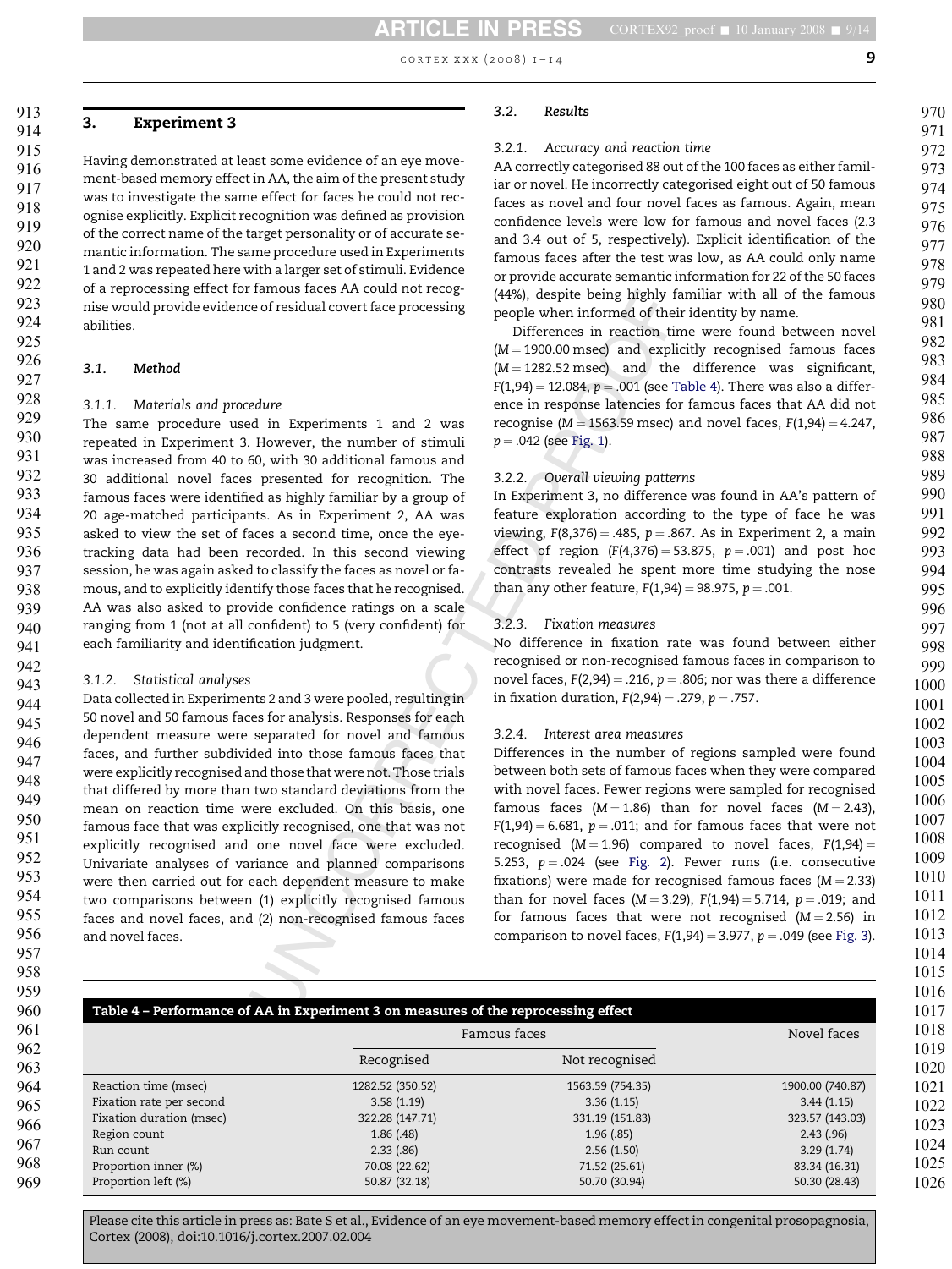## 3. Experiment 3

Having demonstrated at least some evidence of an eye movement-based memory effect in AA, the aim of the present study was to investigate the same effect for faces he could not recognise explicitly. Explicit recognition was defined as provision of the correct name of the target personality or of accurate semantic information. The same procedure used in Experiments 1 and 2 was repeated here with a larger set of stimuli. Evidence of a reprocessing effect for famous faces AA could not recognise would provide evidence of residual covert face processing abilities.

### 3.1. Method

#### 3.1.1. Materials and procedure

The same procedure used in Experiments 1 and 2 was repeated in Experiment 3. However, the number of stimuli was increased from 40 to 60, with 30 additional famous and 30 additional novel faces presented for recognition. The famous faces were identified as highly familiar by a group of 20 age-matched participants. As in Experiment 2, AA was asked to view the set of faces a second time, once the eye-tracking data had been recorded. In this second viewing session, he was again asked to classify the faces as novel or famous, and to explicitly identify those faces that he recognised. AA was also asked to provide confidence ratings on a scale ranging from 1 (not at all confident) to 5 (very confident) for each familiarity and identification judgment.

#### 3.1.2. Statistical analyses

Data collected in Experiments 2 and 3 were pooled, resulting in 50 novel and 50 famous faces for analysis. Responses for each dependent measure were separated for novel and famous faces, and further subdivided into those famous faces that were explicitly recognised and those that were not. Those trials that differed by more than two standard deviations from the mean on reaction time were excluded. On this basis, one famous face that was explicitly recognised, one that was not explicitly recognised and one novel face were excluded. Univariate analyses of variance and planned comparisons were then carried out for each dependent measure to make two comparisons between (1) explicitly recognised famous faces and novel faces, and (2) non-recognised famous faces and novel faces.

### 3.2. Results

#### 3.2.1. Accuracy and reaction time

AA correctly categorised 88 out of the 100 faces as either familiar or novel. He incorrectly categorised eight out of 50 famous faces as novel and four novel faces as famous. Again, mean confidence levels were low for famous and novel faces (2.3 and 3.4 out of 5, respectively). Explicit identification of the famous faces after the test was low, as AA could only name or provide accurate semantic information for 22 of the 50 faces (44%), despite being highly familiar with all of the famous people when informed of their identity by name.

Differences in reaction time were found between novel ($M = 1900.00$ msec) and explicitly recognised famous faces ($M = 1282.52$ msec) and the difference was significant, $F(1,94) = 12.084$, $p = .001$ (see Table 4). There was also a difference in response latencies for famous faces that AA did not recognise ($M = 1563.59$ msec) and novel faces, $F(1,94) = 4.247$, $p = .042$ (see Fig. 1).

#### 3.2.2. Overall viewing patterns

In Experiment 3, no difference was found in AA's pattern of feature exploration according to the type of face he was viewing, $F(8,376) = .485$, $p = .867$. As in Experiment 2, a main effect of region ($F(4,376) = 53.875$, $p = .001$) and post hoc contrasts revealed he spent more time studying the nose than any other feature, $F(1,94) = 98.975$, $p = .001$.

#### 3.2.3. Fixation measures

No difference in fixation rate was found between either recognised or non-recognised famous faces in comparison to novel faces, $F(2,94) = .216$, $p = .806$; nor was there a difference in fixation duration, $F(2,94) = .279$, $p = .757$.

#### 3.2.4. Interest area measures

Differences in the number of regions sampled were found between both sets of famous faces when they were compared with novel faces. Fewer regions were sampled for recognised famous faces ($M = 1.86$) than for novel faces ($M = 2.43$), $F(1,94) = 6.681$, $p = .011$; and for famous faces that were not recognised ($M = 1.96$) compared to novel faces, $F(1,94) = 5.253$, $p = .024$ (see Fig. 2). Fewer runs (i.e. consecutive fixations) were made for recognised famous faces ($M = 2.33$) than for novel faces ($M = 3.29$), $F(1,94) = 5.714$, $p = .019$; and for famous faces that were not recognised ($M = 2.56$) in comparison to novel faces, $F(1,94) = 3.977$, $p = .049$ (see Fig. 3).

**Table 4 – Performance of AA in Experiment 3 on measures of the reprocessing effect**

| | Famous faces | | Novel faces |
|---|---|---|---|
| | Recognised | Not recognised | |
| Reaction time (msec) | 1282.52 (350.52) | 1563.59 (754.35) | 1900.00 (740.87) |
| Fixation rate per second | 3.58 (1.19) | 3.36 (1.15) | 3.44 (1.15) |
| Fixation duration (msec) | 322.28 (147.71) | 331.19 (151.83) | 323.57 (143.03) |
| Region count | 1.86 (.48) | 1.96 (.85) | 2.43 (.96) |
| Run count | 2.33 (.86) | 2.56 (1.50) | 3.29 (1.74) |
| Proportion inner (%) | 70.08 (22.62) | 71.52 (25.61) | 83.34 (16.31) |
| Proportion left (%) | 50.87 (32.18) | 50.70 (30.94) | 50.30 (28.43) |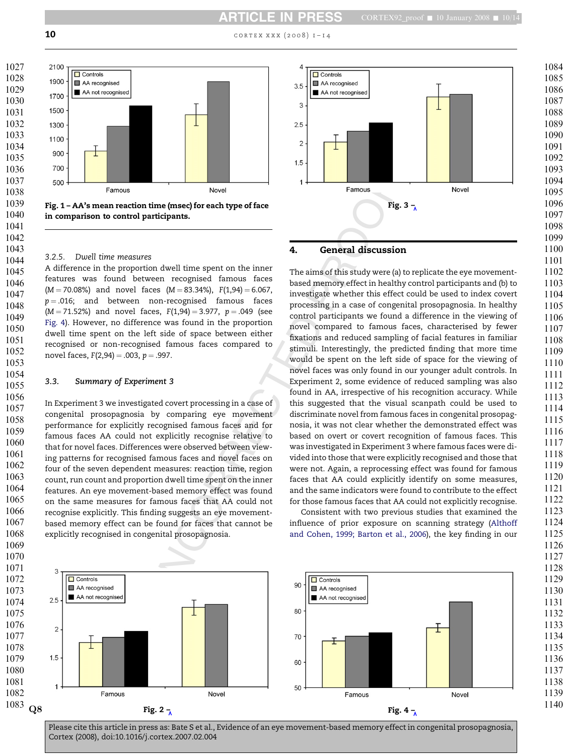Fig. 1 – AA's mean reaction time (msec) for each type of face in comparison to control participants.

Fig. 3 –

### 3.2.5. Dwell time measures

A difference in the proportion dwell time spent on the inner features was found between recognised famous faces ($M = 70.08\%$) and novel faces ($M = 83.34\%$), $F(1,94) = 6.067$, $p = .016$; and between non-recognised famous faces ($M = 71.52\%$) and novel faces, $F(1,94) = 3.977$, $p = .049$ (see Fig. 4). However, no difference was found in the proportion dwell time spent on the left side of space between either recognised or non-recognised famous faces compared to novel faces, $F(2,94) = .003$, $p = .997$.

### 3.3. Summary of Experiment 3

In Experiment 3 we investigated covert processing in a case of congenital prosopagnosia by comparing eye movement performance for explicitly recognised famous faces and for famous faces AA could not explicitly recognise relative to that for novel faces. Differences were observed between viewing patterns for recognised famous faces and novel faces on four of the seven dependent measures: reaction time, region count, run count and proportion dwell time spent on the inner features. An eye movement-based memory effect was found on the same measures for famous faces that AA could not recognise explicitly. This finding suggests an eye movement-based memory effect can be found for faces that cannot be explicitly recognised in congenital prosopagnosia.

## 4. General discussion

The aims of this study were (a) to replicate the eye movement-based memory effect in healthy control participants and (b) to investigate whether this effect could be used to index covert processing in a case of congenital prosopagnosia. In healthy control participants we found a difference in the viewing of novel compared to famous faces, characterised by fewer fixations and reduced sampling of facial features in familiar stimuli. Interestingly, the predicted finding that more time would be spent on the left side of space for the viewing of novel faces was only found in our younger adult controls. In Experiment 2, some evidence of reduced sampling was also found in AA, irrespective of his recognition accuracy. While this suggested that the visual scanpath could be used to discriminate novel from famous faces in congenital prosopagnosia, it was not clear whether the demonstrated effect was based on overt or covert recognition of famous faces. This was investigated in Experiment 3 where famous faces were divided into those that were explicitly recognised and those that were not. Again, a reprocessing effect was found for famous faces that AA could explicitly identify on some measures, and the same indicators were found to contribute to the effect for those famous faces that AA could not explicitly recognise.

Consistent with two previous studies that examined the influence of prior exposure on scanning strategy (Althoff and Cohen, 1999; Barton et al., 2006), the key finding in our

Fig. 2 –

Fig. 4 –

Please cite this article in press as: Bate S et al., Evidence of an eye movement-based memory effect in congenital prosopagnosia, Cortex (2008), doi:10.1016/j.cortex.2007.02.004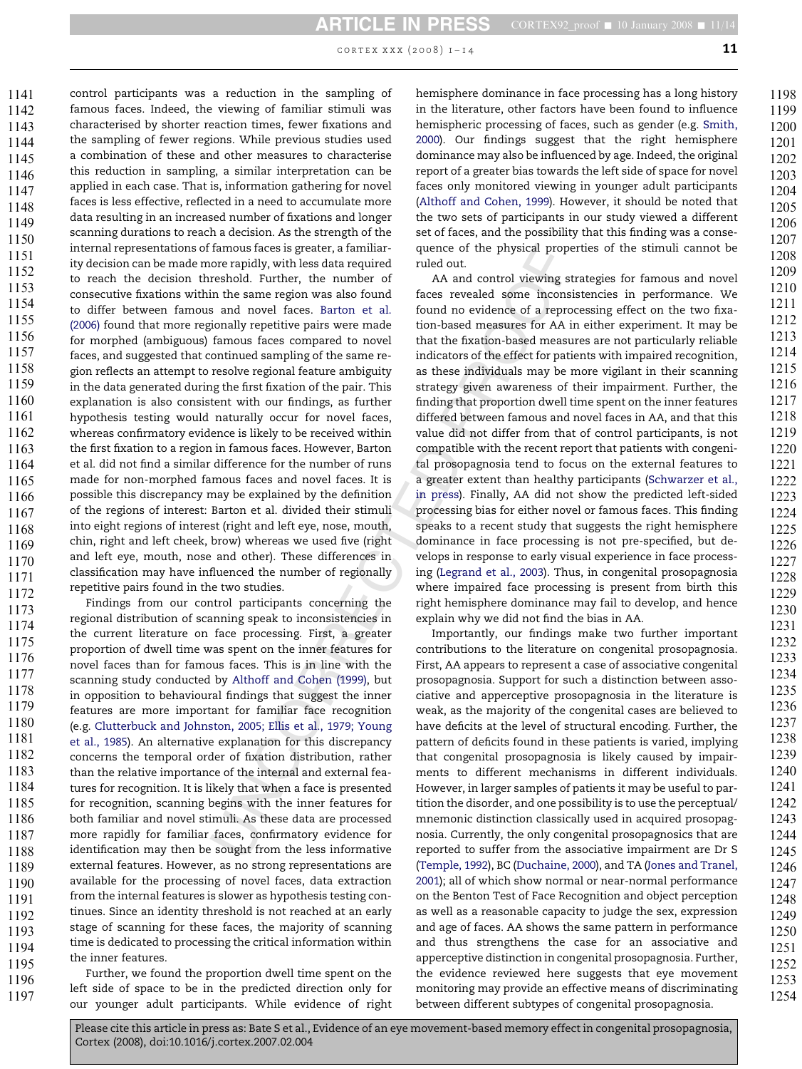control participants was a reduction in the sampling of famous faces. Indeed, the viewing of familiar stimuli was characterised by shorter reaction times, fewer fixations and the sampling of fewer regions. While previous studies used a combination of these and other measures to characterise this reduction in sampling, a similar interpretation can be applied in each case. That is, information gathering for novel faces is less effective, reflected in a need to accumulate more data resulting in an increased number of fixations and longer scanning durations to reach a decision. As the strength of the internal representations of famous faces is greater, a familiarity decision can be made more rapidly, with less data required to reach the decision threshold. Further, the number of consecutive fixations within the same region was also found to differ between famous and novel faces. Barton et al. (2006) found that more regionally repetitive pairs were made for morphed (ambiguous) famous faces compared to novel faces, and suggested that continued sampling of the same region reflects an attempt to resolve regional feature ambiguity in the data generated during the first fixation of the pair. This explanation is also consistent with our findings, as further hypothesis testing would naturally occur for novel faces, whereas confirmatory evidence is likely to be received within the first fixation to a region in famous faces. However, Barton et al. did not find a similar difference for the number of runs made for non-morphed famous faces and novel faces. It is possible this discrepancy may be explained by the definition of the regions of interest: Barton et al. divided their stimuli into eight regions of interest (right and left eye, nose, mouth, chin, right and left cheek, brow) whereas we used five (right and left eye, mouth, nose and other). These differences in classification may have influenced the number of regionally repetitive pairs found in the two studies.

Findings from our control participants concerning the regional distribution of scanning speak to inconsistencies in the current literature on face processing. First, a greater proportion of dwell time was spent on the inner features for novel faces than for famous faces. This is in line with the scanning study conducted by Althoff and Cohen (1999), but in opposition to behavioural findings that suggest the inner features are more important for familiar face recognition (e.g. Clutterbuck and Johnston, 2005; Ellis et al., 1979; Young et al., 1985). An alternative explanation for this discrepancy concerns the temporal order of fixation distribution, rather than the relative importance of the internal and external features for recognition. It is likely that when a face is presented for recognition, scanning begins with the inner features for both familiar and novel stimuli. As these data are processed more rapidly for familiar faces, confirmatory evidence for identification may then be sought from the less informative external features. However, as no strong representations are available for the processing of novel faces, data extraction from the internal features is slower as hypothesis testing continues. Since an identity threshold is not reached at an early stage of scanning for these faces, the majority of scanning time is dedicated to processing the critical information within the inner features.

Further, we found the proportion dwell time spent on the left side of space to be in the predicted direction only for our younger adult participants. While evidence of right hemisphere dominance in face processing has a long history in the literature, other factors have been found to influence hemispheric processing of faces, such as gender (e.g. Smith, 2000). Our findings suggest that the right hemisphere dominance may also be influenced by age. Indeed, the original report of a greater bias towards the left side of space for novel faces only monitored viewing in younger adult participants (Althoff and Cohen, 1999). However, it should be noted that the two sets of participants in our study viewed a different set of faces, and the possibility that this finding was a consequence of the physical properties of the stimuli cannot be ruled out.

AA and control viewing strategies for famous and novel faces revealed some inconsistencies in performance. We found no evidence of a reprocessing effect on the two fixation-based measures for AA in either experiment. It may be that the fixation-based measures are not particularly reliable indicators of the effect for patients with impaired recognition, as these individuals may be more vigilant in their scanning strategy given awareness of their impairment. Further, the finding that proportion dwell time spent on the inner features differed between famous and novel faces in AA, and that this value did not differ from that of control participants, is not compatible with the recent report that patients with congenital prosopagnosia tend to focus on the external features to a greater extent than healthy participants (Schwarzer et al., in press). Finally, AA did not show the predicted left-sided processing bias for either novel or famous faces. This finding speaks to a recent study that suggests the right hemisphere dominance in face processing is not pre-specified, but develops in response to early visual experience in face processing (Legrand et al., 2003). Thus, in congenital prosopagnosia where impaired face processing is present from birth this right hemisphere dominance may fail to develop, and hence explain why we did not find the bias in AA.

Importantly, our findings make two further important contributions to the literature on congenital prosopagnosia. First, AA appears to represent a case of associative congenital prosopagnosia. Support for such a distinction between associative and apperceptive prosopagnosia in the literature is weak, as the majority of the congenital cases are believed to have deficits at the level of structural encoding. Further, the pattern of deficits found in these patients is varied, implying that congenital prosopagnosia is likely caused by impairments to different mechanisms in different individuals. However, in larger samples of patients it may be useful to partition the disorder, and one possibility is to use the perceptual/mnemonic distinction classically used in acquired prosopagnosia. Currently, the only congenital prosopagnosics that are reported to suffer from the associative impairment are Dr S (Temple, 1992), BC (Duchaine, 2000), and TA (Jones and Tranel, 2001); all of which show normal or near-normal performance on the Benton Test of Face Recognition and object perception as well as a reasonable capacity to judge the sex, expression and age of faces. AA shows the same pattern in performance and thus strengthens the case for an associative and apperceptive distinction in congenital prosopagnosia. Further, the evidence reviewed here suggests that eye movement monitoring may provide an effective means of discriminating between different subtypes of congenital prosopagnosia.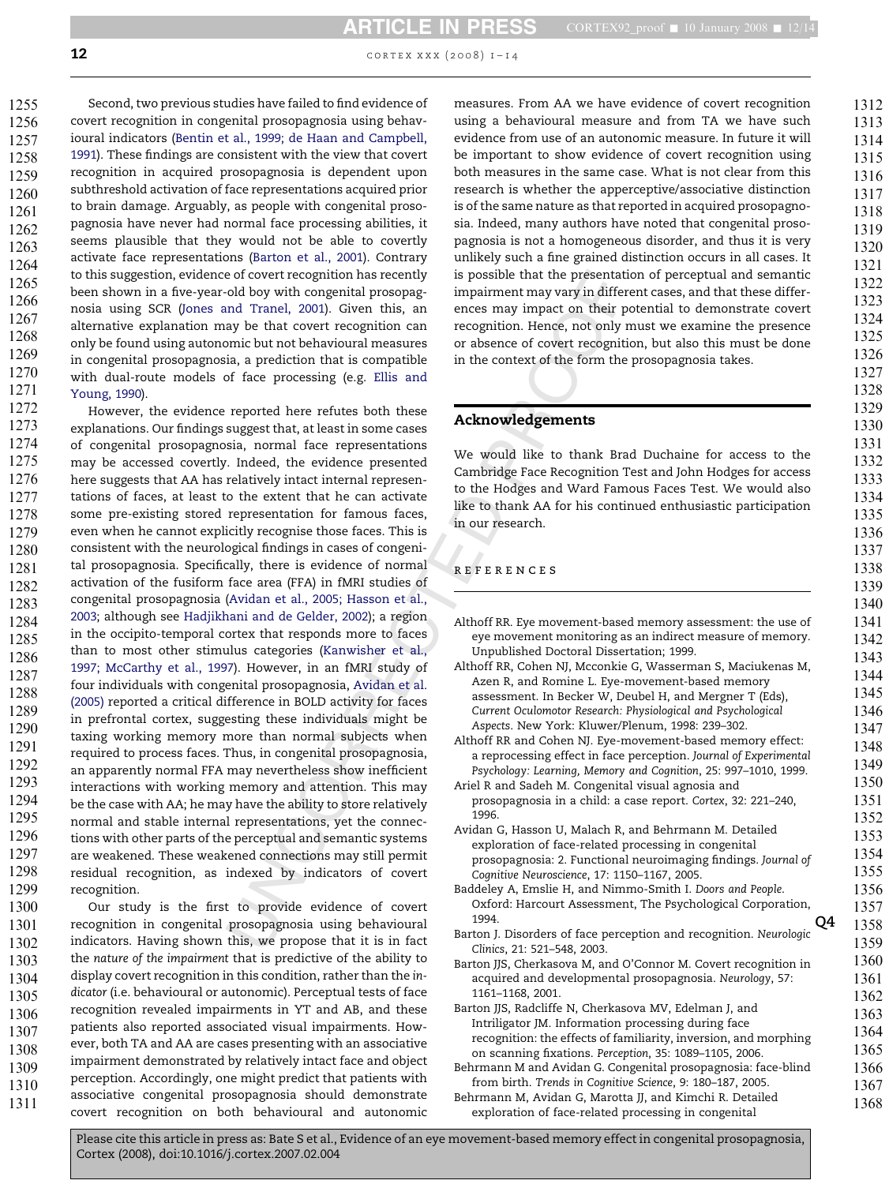Second, two previous studies have failed to find evidence of covert recognition in congenital prosopagnosia using behavioural indicators (Bentin et al., 1999; de Haan and Campbell, 1991). These findings are consistent with the view that covert recognition in acquired prosopagnosia is dependent upon subthreshold activation of face representations acquired prior to brain damage. Arguably, as people with congenital prosopagnosia have never had normal face processing abilities, it seems plausible that they would not be able to covertly activate face representations (Barton et al., 2001). Contrary to this suggestion, evidence of covert recognition has recently been shown in a five-year-old boy with congenital prosopagnosia using SCR (Jones and Tranel, 2001). Given this, an alternative explanation may be that covert recognition can only be found using autonomic but not behavioural measures in congenital prosopagnosia, a prediction that is compatible with dual-route models of face processing (e.g. Ellis and Young, 1990).

However, the evidence reported here refutes both these explanations. Our findings suggest that, at least in some cases of congenital prosopagnosia, normal face representations may be accessed covertly. Indeed, the evidence presented here suggests that AA has relatively intact internal representations of faces, at least to the extent that he can activate some pre-existing stored representation for famous faces, even when he cannot explicitly recognise those faces. This is consistent with the neurological findings in cases of congenital prosopagnosia. Specifically, there is evidence of normal activation of the fusiform face area (FFA) in fMRI studies of congenital prosopagnosia (Avidan et al., 2005; Hasson et al., 2003; although see Hadjikhani and de Gelder, 2002); a region in the occipito-temporal cortex that responds more to faces than to most other stimulus categories (Kanwisher et al., 1997; McCarthy et al., 1997). However, in an fMRI study of four individuals with congenital prosopagnosia, Avidan et al. (2005) reported a critical difference in BOLD activity for faces in prefrontal cortex, suggesting these individuals might be taxing working memory more than normal subjects when required to process faces. Thus, in congenital prosopagnosia, an apparently normal FFA may nevertheless show inefficient interactions with working memory and attention. This may be the case with AA; he may have the ability to store relatively normal and stable internal representations, yet the connections with other parts of the perceptual and semantic systems are weakened. These weakened connections may still permit residual recognition, as indexed by indicators of covert recognition.

Our study is the first to provide evidence of covert recognition in congenital prosopagnosia using behavioural indicators. Having shown this, we propose that it is in fact the *nature of the impairment* that is predictive of the ability to display covert recognition in this condition, rather than the *indicator* (i.e. behavioural or autonomic). Perceptual tests of face recognition revealed impairments in YT and AB, and these patients also reported associated visual impairments. However, both TA and AA are cases presenting with an associative impairment demonstrated by relatively intact face and object perception. Accordingly, one might predict that patients with associative congenital prosopagnosia should demonstrate covert recognition on both behavioural and autonomic measures. From AA we have evidence of covert recognition using a behavioural measure and from TA we have such evidence from use of an autonomic measure. In future it will be important to show evidence of covert recognition using both measures in the same case. What is not clear from this research is whether the apperceptive/associative distinction is of the same nature as that reported in acquired prosopagnosia. Indeed, many authors have noted that congenital prosopagnosia is not a homogeneous disorder, and thus it is very unlikely such a fine grained distinction occurs in all cases. It is possible that the presentation of perceptual and semantic impairment may vary in different cases, and that these differences may impact on their potential to demonstrate covert recognition. Hence, not only must we examine the presence or absence of covert recognition, but also this must be done in the context of the form the prosopagnosia takes.

## Acknowledgements

We would like to thank Brad Duchaine for access to the Cambridge Face Recognition Test and John Hodges for access to the Hodges and Ward Famous Faces Test. We would also like to thank AA for his continued enthusiastic participation in our research.

## References

Althoff RR. Eye movement-based memory assessment: the use of eye movement monitoring as an indirect measure of memory. Unpublished Doctoral Dissertation; 1999.

Althoff RR, Cohen NJ, Mcconkie G, Wasserman S, Maciukenas M, Azen R, and Romine L. Eye-movement-based memory assessment. In Becker W, Deubel H, and Mergner T (Eds), *Current Oculomotor Research: Physiological and Psychological Aspects*. New York: Kluwer/Plenum, 1998: 239–302.

Althoff RR and Cohen NJ. Eye-movement-based memory effect: a reprocessing effect in face perception. *Journal of Experimental Psychology: Learning, Memory and Cognition*, 25: 997–1010, 1999.

Ariel R and Sadeh M. Congenital visual agnosia and prosopagnosia in a child: a case report. *Cortex*, 32: 221–240, 1996.

Avidan G, Hasson U, Malach R, and Behrmann M. Detailed exploration of face-related processing in congenital prosopagnosia: 2. Functional neuroimaging findings. *Journal of Cognitive Neuroscience*, 17: 1150–1167, 2005.

Baddeley A, Emslie H, and Nimmo-Smith I. *Doors and People*. Oxford: Harcourt Assessment, The Psychological Corporation, 1994.

Barton J. Disorders of face perception and recognition. *Neurologic Clinics*, 21: 521–548, 2003.

Barton JJS, Cherkasova M, and O'Connor M. Covert recognition in acquired and developmental prosopagnosia. *Neurology*, 57: 1161–1168, 2001.

Barton JJS, Radcliffe N, Cherkasova MV, Edelman J, and Intriligator JM. Information processing during face recognition: the effects of familiarity, inversion, and morphing on scanning fixations. *Perception*, 35: 1089–1105, 2006.

Behrmann M and Avidan G. Congenital prosopagnosia: face-blind from birth. *Trends in Cognitive Science*, 9: 180–187, 2005.

Behrmann M, Avidan G, Marotta JJ, and Kimchi R. Detailed exploration of face-related processing in congenital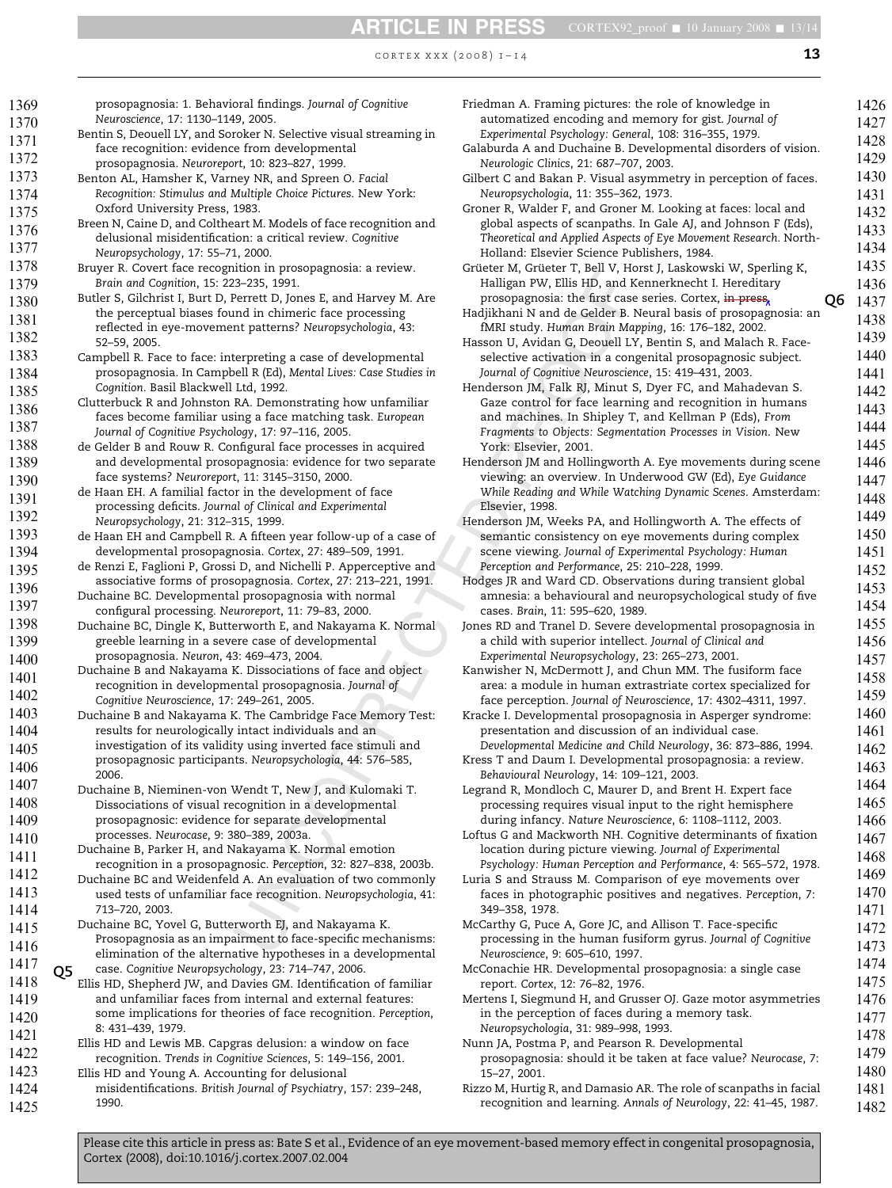prosopagnosia: 1. Behavioral findings. *Journal of Cognitive Neuroscience*, 17: 1130–1149, 2005.

Bentin S, Deouell LY, and Soroker N. Selective visual streaming in face recognition: evidence from developmental prosopagnosia. *Neuroreport*, 10: 823–827, 1999.

Benton AL, Hamsher K, Varney NR, and Spreen O. *Facial Recognition: Stimulus and Multiple Choice Pictures*. New York: Oxford University Press, 1983.

Breen N, Caine D, and Coltheart M. Models of face recognition and delusional misidentification: a critical review. *Cognitive Neuropsychology*, 17: 55–71, 2000.

Bruyer R. Covert face recognition in prosopagnosia: a review. *Brain and Cognition*, 15: 223–235, 1991.

Butler S, Gilchrist I, Burt D, Perrett D, Jones E, and Harvey M. Are the perceptual biases found in chimeric face processing reflected in eye-movement patterns? *Neuropsychologia*, 43: 52–59, 2005.

Campbell R. Face to face: interpreting a case of developmental prosopagnosia. In Campbell R (Ed), *Mental Lives: Case Studies in Cognition*. Basil Blackwell Ltd, 1992.

Clutterbuck R and Johnston RA. Demonstrating how unfamiliar faces become familiar using a face matching task. *European Journal of Cognitive Psychology*, 17: 97–116, 2005.

de Gelder B and Rouw R. Configural face processes in acquired and developmental prosopagnosia: evidence for two separate face systems? *Neuroreport*, 11: 3145–3150, 2000.

de Haan EH. A familial factor in the development of face processing deficits. *Journal of Clinical and Experimental Neuropsychology*, 21: 312–315, 1999.

de Haan EH and Campbell R. A fifteen year follow-up of a case of developmental prosopagnosia. *Cortex*, 27: 489–509, 1991.

de Renzi E, Faglioni P, Grossi D, and Nichelli P. Apperceptive and associative forms of prosopagnosia. *Cortex*, 27: 213–221, 1991.

Duchaine BC. Developmental prosopagnosia with normal configural processing. *Neuroreport*, 11: 79–83, 2000.

Duchaine BC, Dingle K, Butterworth E, and Nakayama K. Normal greeble learning in a severe case of developmental prosopagnosia. *Neuron*, 43: 469–473, 2004.

Duchaine B and Nakayama K. Dissociations of face and object recognition in developmental prosopagnosia. *Journal of Cognitive Neuroscience*, 17: 249–261, 2005.

Duchaine B and Nakayama K. The Cambridge Face Memory Test: results for neurologically intact individuals and an investigation of its validity using inverted face stimuli and prosopagnosic participants. *Neuropsychologia*, 44: 576–585, 2006.

Duchaine B, Nieminen-von Wendt T, New J, and Kulomaki T. Dissociations of visual recognition in a developmental prosopagnosic: evidence for separate developmental processes. *Neurocase*, 9: 380–389, 2003a.

Duchaine B, Parker H, and Nakayama K. Normal emotion recognition in a prosopagnosic. *Perception*, 32: 827–838, 2003b.

Duchaine BC and Weidenfeld A. An evaluation of two commonly used tests of unfamiliar face recognition. *Neuropsychologia*, 41: 713–720, 2003.

Duchaine BC, Yovel G, Butterworth EJ, and Nakayama K. Prosopagnosia as an impairment to face-specific mechanisms: elimination of the alternative hypotheses in a developmental case. *Cognitive Neuropsychology*, 23: 714–747, 2006.

Ellis HD, Shepherd JW, and Davies GM. Identification of familiar and unfamiliar faces from internal and external features: some implications for theories of face recognition. *Perception*, 8: 431–439, 1979.

Ellis HD and Lewis MB. Capgras delusion: a window on face recognition. *Trends in Cognitive Sciences*, 5: 149–156, 2001.

Ellis HD and Young A. Accounting for delusional misidentifications. *British Journal of Psychiatry*, 157: 239–248, 1990.

Friedman A. Framing pictures: the role of knowledge in automatized encoding and memory for gist. *Journal of Experimental Psychology: General*, 108: 316–355, 1979.

Galaburda A and Duchaine B. Developmental disorders of vision. *Neurologic Clinics*, 21: 687–707, 2003.

Gilbert C and Bakan P. Visual asymmetry in perception of faces. *Neuropsychologia*, 11: 355–362, 1973.

Groner R, Walder F, and Groner M. Looking at faces: local and global aspects of scanpaths. In Gale AJ, and Johnson F (Eds), *Theoretical and Applied Aspects of Eye Movement Research*. North-Holland: Elsevier Science Publishers, 1984.

Grüeter M, Grüeter T, Bell V, Horst J, Laskowski W, Sperling K, Halligan PW, Ellis HD, and Kennerknecht I. Hereditary prosopagnosia: the first case series. Cortex, ~~in press~~.

Hadjikhani N and de Gelder B. Neural basis of prosopagnosia: an fMRI study. *Human Brain Mapping*, 16: 176–182, 2002.

Hasson U, Avidan G, Deouell LY, Bentin S, and Malach R. Face-selective activation in a congenital prosopagnosic subject. *Journal of Cognitive Neuroscience*, 15: 419–431, 2003.

Henderson JM, Falk RJ, Minut S, Dyer FC, and Mahadevan S. Gaze control for face learning and recognition in humans and machines. In Shipley T, and Kellman P (Eds), *From Fragments to Objects: Segmentation Processes in Vision*. New York: Elsevier, 2001.

Henderson JM and Hollingworth A. Eye movements during scene viewing: an overview. In Underwood GW (Ed), *Eye Guidance While Reading and While Watching Dynamic Scenes*. Amsterdam: Elsevier, 1998.

Henderson JM, Weeks PA, and Hollingworth A. The effects of semantic consistency on eye movements during complex scene viewing. *Journal of Experimental Psychology: Human Perception and Performance*, 25: 210–228, 1999.

Hodges JR and Ward CD. Observations during transient global amnesia: a behavioural and neuropsychological study of five cases. *Brain*, 11: 595–620, 1989.

Jones RD and Tranel D. Severe developmental prosopagnosia in a child with superior intellect. *Journal of Clinical and Experimental Neuropsychology*, 23: 265–273, 2001.

Kanwisher N, McDermott J, and Chun MM. The fusiform face area: a module in human extrastriate cortex specialized for face perception. *Journal of Neuroscience*, 17: 4302–4311, 1997.

Kracke I. Developmental prosopagnosia in Asperger syndrome: presentation and discussion of an individual case. *Developmental Medicine and Child Neurology*, 36: 873–886, 1994.

Kress T and Daum I. Developmental prosopagnosia: a review. *Behavioural Neurology*, 14: 109–121, 2003.

Legrand R, Mondloch C, Maurer D, and Brent H. Expert face processing requires visual input to the right hemisphere during infancy. *Nature Neuroscience*, 6: 1108–1112, 2003.

Loftus G and Mackworth NH. Cognitive determinants of fixation location during picture viewing. *Journal of Experimental Psychology: Human Perception and Performance*, 4: 565–572, 1978.

Luria S and Strauss M. Comparison of eye movements over faces in photographic positives and negatives. *Perception*, 7: 349–358, 1978.

McCarthy G, Puce A, Gore JC, and Allison T. Face-specific processing in the human fusiform gyrus. *Journal of Cognitive Neuroscience*, 9: 605–610, 1997.

McConachie HR. Developmental prosopagnosia: a single case report. *Cortex*, 12: 76–82, 1976.

Mertens I, Siegmund H, and Grusser OJ. Gaze motor asymmetries in the perception of faces during a memory task. *Neuropsychologia*, 31: 989–998, 1993.

Nunn JA, Postma P, and Pearson R. Developmental prosopagnosia: should it be taken at face value? *Neurocase*, 7: 15–27, 2001.

Rizzo M, Hurtig R, and Damasio AR. The role of scanpaths in facial recognition and learning. *Annals of Neurology*, 22: 41–45, 1987.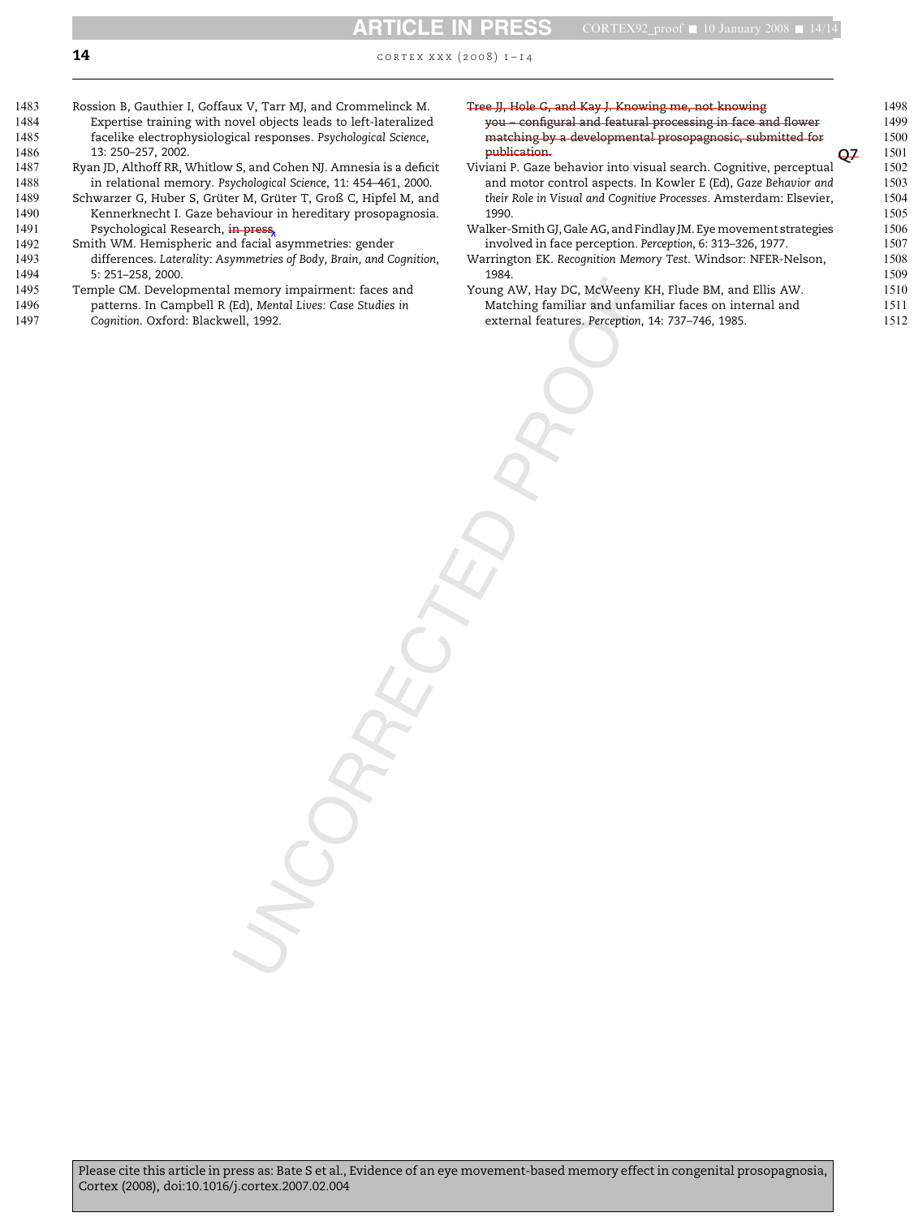Rossion B, Gauthier I, Goffaux V, Tarr MJ, and Crommelinck M. Expertise training with novel objects leads to left-lateralized facelike electrophysiological responses. *Psychological Science*, 13: 250–257, 2002.

Ryan JD, Althoff RR, Whitlow S, and Cohen NJ. Amnesia is a deficit in relational memory. *Psychological Science*, 11: 454–461, 2000.

Schwarzer G, Huber S, Grüter M, Grüter T, Groß C, Hipfel M, and Kennerknecht I. Gaze behaviour in hereditary prosopagnosia. Psychological Research, ~~in press~~.

Smith WM. Hemispheric and facial asymmetries: gender differences. *Laterality: Asymmetries of Body, Brain, and Cognition*, 5: 251–258, 2000.

Temple CM. Developmental memory impairment: faces and patterns. In Campbell R (Ed), *Mental Lives: Case Studies in Cognition*. Oxford: Blackwell, 1992.

~~Tree JJ, Hole G, and Kay J. Knowing me, not knowing you – configural and featural processing in face and flower matching by a developmental prosopagnosic, submitted for publication.~~ Q7

Viviani P. Gaze behavior into visual search. Cognitive, perceptual and motor control aspects. In Kowler E (Ed), *Gaze Behavior and their Role in Visual and Cognitive Processes*. Amsterdam: Elsevier, 1990.

Walker-Smith GJ, Gale AG, and Findlay JM. Eye movement strategies involved in face perception. *Perception*, 6: 313–326, 1977.

Warrington EK. *Recognition Memory Test*. Windsor: NFER-Nelson, 1984.

Young AW, Hay DC, McWeeny KH, Flude BM, and Ellis AW. Matching familiar and unfamiliar faces on internal and external features. *Perception*, 14: 737–746, 1985.